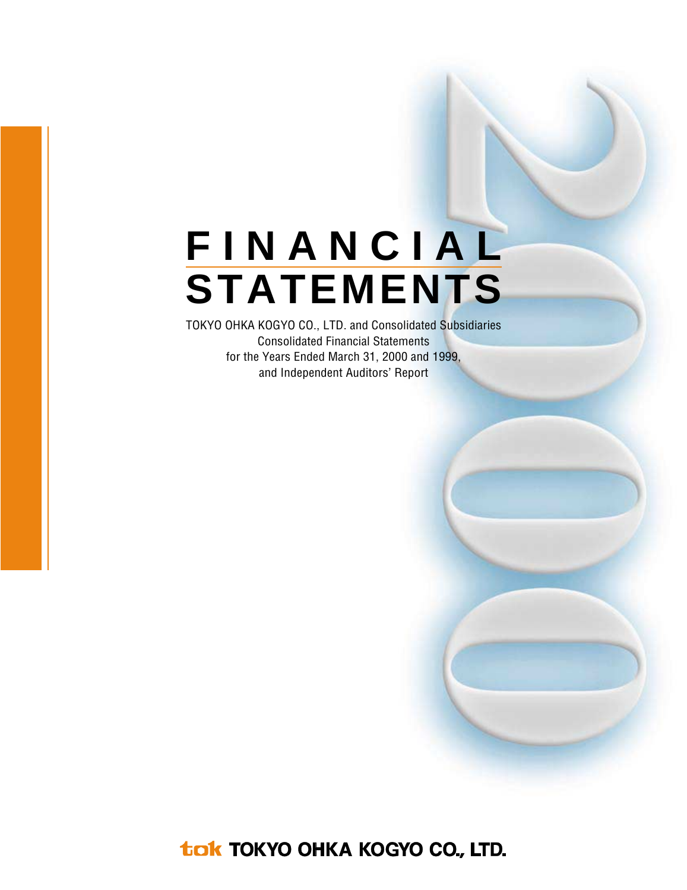# FINANCIAL STATEMENTS

TOKYO OHKA KOGYO CO., LTD. and Consolidated Subsidiaries
Consolidated Financial Statements
for the Years Ended March 31, 2000 and 1999,
and Independent Auditors' Report

tok TOKYO OHKA KOGYO CO., LTD.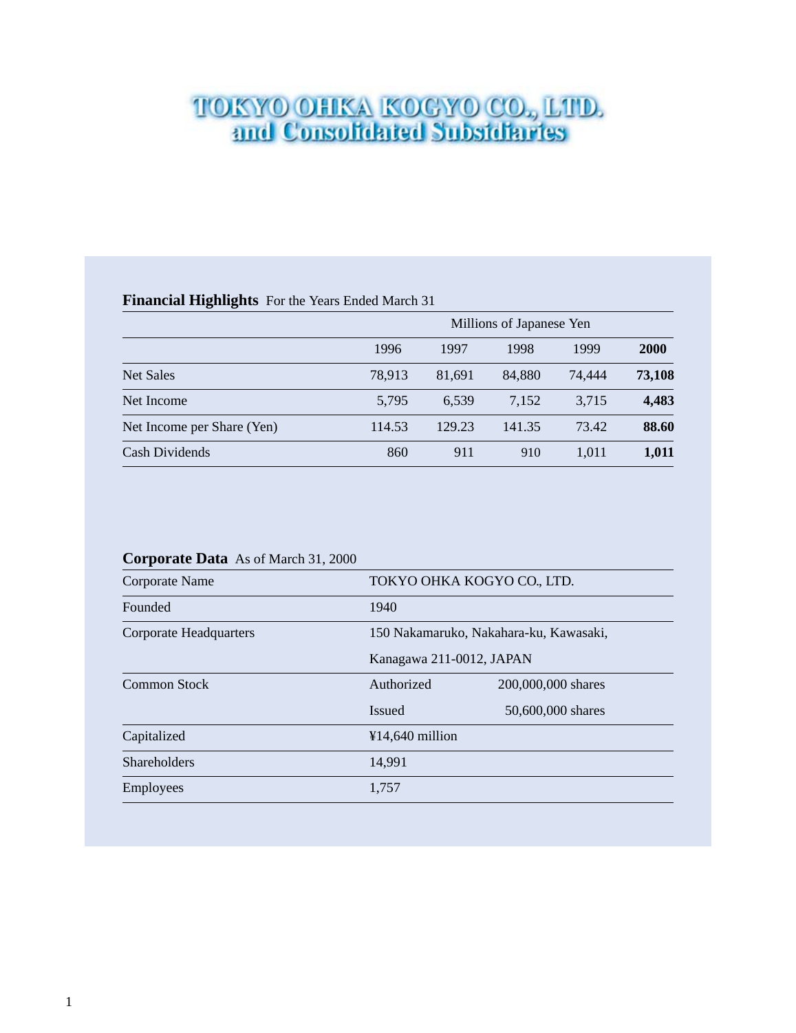# TOKYO OHKA KOGYO CO., LTD. and Consolidated Subsidiaries

## Financial Highlights For the Years Ended March 31

| | Millions of Japanese Yen | | | | |
|---|---|---|---|---|---|
| | 1996 | 1997 | 1998 | 1999 | **2000** |
| Net Sales | 78,913 | 81,691 | 84,880 | 74,444 | **73,108** |
| Net Income | 5,795 | 6,539 | 7,152 | 3,715 | **4,483** |
| Net Income per Share (Yen) | 114.53 | 129.23 | 141.35 | 73.42 | **88.60** |
| Cash Dividends | 860 | 911 | 910 | 1,011 | **1,011** |

## Corporate Data As of March 31, 2000

| | | |
|---|---|---|
| Corporate Name | TOKYO OHKA KOGYO CO., LTD. | |
| Founded | 1940 | |
| Corporate Headquarters | 150 Nakamaruko, Nakahara-ku, Kawasaki, Kanagawa 211-0012, JAPAN | |
| Common Stock | Authorized | 200,000,000 shares |
| | Issued | 50,600,000 shares |
| Capitalized | ¥14,640 million | |
| Shareholders | 14,991 | |
| Employees | 1,757 | |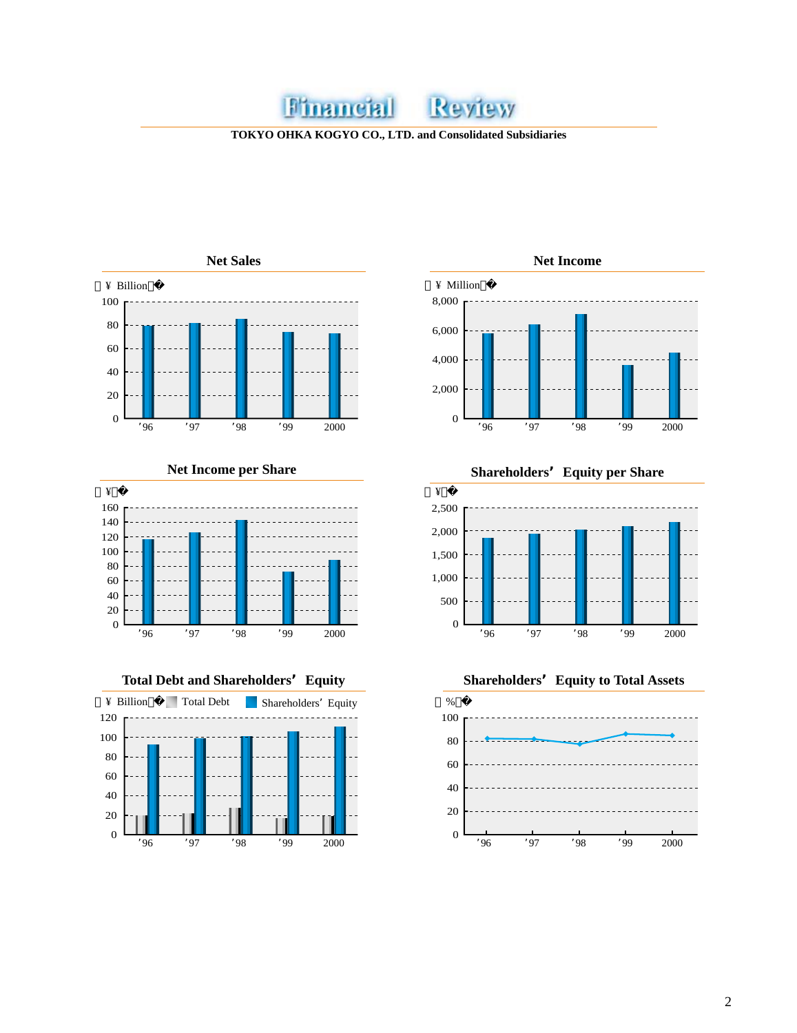# Financial Review

**TOKYO OHKA KOGYO CO., LTD. and Consolidated Subsidiaries**

### Net Sales

(¥ Billion)

### Net Income

(¥ Million)

### Net Income per Share

(¥)

### Shareholders' Equity per Share

(¥)

### Total Debt and Shareholders' Equity

(¥ Billion) Total Debt / Shareholders' Equity

### Shareholders' Equity to Total Assets

(%)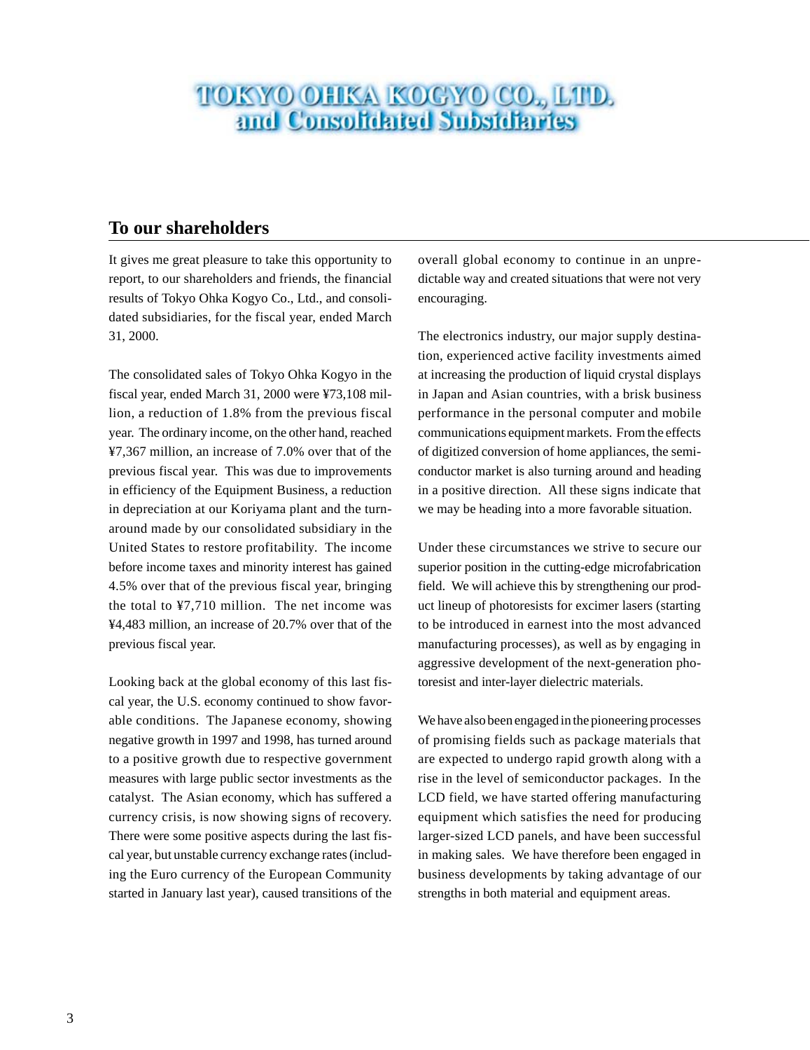# TOKYO OHKA KOGYO CO., LTD. and Consolidated Subsidiaries

## To our shareholders

It gives me great pleasure to take this opportunity to report, to our shareholders and friends, the financial results of Tokyo Ohka Kogyo Co., Ltd., and consolidated subsidiaries, for the fiscal year, ended March 31, 2000.

The consolidated sales of Tokyo Ohka Kogyo in the fiscal year, ended March 31, 2000 were ¥73,108 million, a reduction of 1.8% from the previous fiscal year. The ordinary income, on the other hand, reached ¥7,367 million, an increase of 7.0% over that of the previous fiscal year. This was due to improvements in efficiency of the Equipment Business, a reduction in depreciation at our Koriyama plant and the turnaround made by our consolidated subsidiary in the United States to restore profitability. The income before income taxes and minority interest has gained 4.5% over that of the previous fiscal year, bringing the total to ¥7,710 million. The net income was ¥4,483 million, an increase of 20.7% over that of the previous fiscal year.

Looking back at the global economy of this last fiscal year, the U.S. economy continued to show favorable conditions. The Japanese economy, showing negative growth in 1997 and 1998, has turned around to a positive growth due to respective government measures with large public sector investments as the catalyst. The Asian economy, which has suffered a currency crisis, is now showing signs of recovery. There were some positive aspects during the last fiscal year, but unstable currency exchange rates (including the Euro currency of the European Community started in January last year), caused transitions of the overall global economy to continue in an unpredictable way and created situations that were not very encouraging.

The electronics industry, our major supply destination, experienced active facility investments aimed at increasing the production of liquid crystal displays in Japan and Asian countries, with a brisk business performance in the personal computer and mobile communications equipment markets. From the effects of digitized conversion of home appliances, the semiconductor market is also turning around and heading in a positive direction. All these signs indicate that we may be heading into a more favorable situation.

Under these circumstances we strive to secure our superior position in the cutting-edge microfabrication field. We will achieve this by strengthening our product lineup of photoresists for excimer lasers (starting to be introduced in earnest into the most advanced manufacturing processes), as well as by engaging in aggressive development of the next-generation photoresist and inter-layer dielectric materials.

We have also been engaged in the pioneering processes of promising fields such as package materials that are expected to undergo rapid growth along with a rise in the level of semiconductor packages. In the LCD field, we have started offering manufacturing equipment which satisfies the need for producing larger-sized LCD panels, and have been successful in making sales. We have therefore been engaged in business developments by taking advantage of our strengths in both material and equipment areas.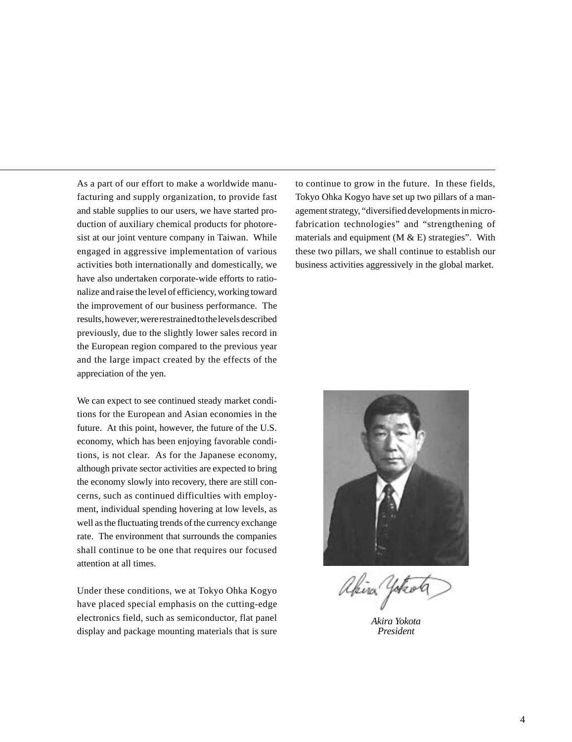As a part of our effort to make a worldwide manufacturing and supply organization, to provide fast and stable supplies to our users, we have started production of auxiliary chemical products for photoresist at our joint venture company in Taiwan. While engaged in aggressive implementation of various activities both internationally and domestically, we have also undertaken corporate-wide efforts to rationalize and raise the level of efficiency, working toward the improvement of our business performance. The results, however, were restrained to the levels described previously, due to the slightly lower sales record in the European region compared to the previous year and the large impact created by the effects of the appreciation of the yen.

We can expect to see continued steady market conditions for the European and Asian economies in the future. At this point, however, the future of the U.S. economy, which has been enjoying favorable conditions, is not clear. As for the Japanese economy, although private sector activities are expected to bring the economy slowly into recovery, there are still concerns, such as continued difficulties with employment, individual spending hovering at low levels, as well as the fluctuating trends of the currency exchange rate. The environment that surrounds the companies shall continue to be one that requires our focused attention at all times.

Under these conditions, we at Tokyo Ohka Kogyo have placed special emphasis on the cutting-edge electronics field, such as semiconductor, flat panel display and package mounting materials that is sure to continue to grow in the future. In these fields, Tokyo Ohka Kogyo have set up two pillars of a management strategy, "diversified developments in microfabrication technologies" and "strengthening of materials and equipment (M & E) strategies". With these two pillars, we shall continue to establish our business activities aggressively in the global market.

*Akira Yokota*
*President*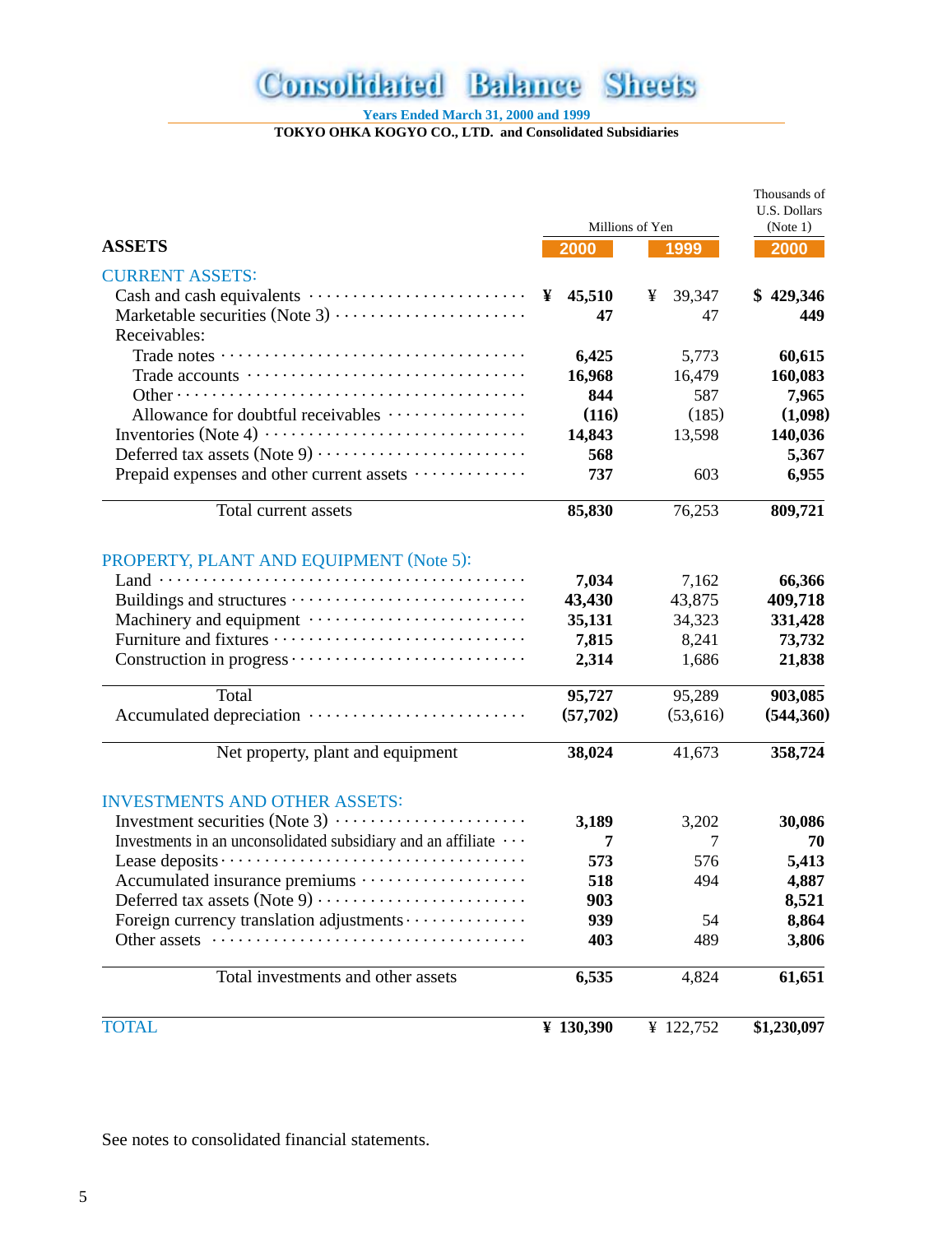# Consolidated Balance Sheets

**Years Ended March 31, 2000 and 1999**

**TOKYO OHKA KOGYO CO., LTD. and Consolidated Subsidiaries**

| ASSETS | Millions of Yen 2000 | Millions of Yen 1999 | Thousands of U.S. Dollars (Note 1) 2000 |
|---|---|---|---|
| **CURRENT ASSETS:** | | | |
| Cash and cash equivalents | **¥ 45,510** | ¥ 39,347 | **$ 429,346** |
| Marketable securities (Note 3) | **47** | 47 | **449** |
| Receivables: | | | |
| Trade notes | **6,425** | 5,773 | **60,615** |
| Trade accounts | **16,968** | 16,479 | **160,083** |
| Other | **844** | 587 | **7,965** |
| Allowance for doubtful receivables | **(116)** | (185) | **(1,098)** |
| Inventories (Note 4) | **14,843** | 13,598 | **140,036** |
| Deferred tax assets (Note 9) | **568** | | **5,367** |
| Prepaid expenses and other current assets | **737** | 603 | **6,955** |
| Total current assets | **85,830** | 76,253 | **809,721** |
| **PROPERTY, PLANT AND EQUIPMENT (Note 5):** | | | |
| Land | **7,034** | 7,162 | **66,366** |
| Buildings and structures | **43,430** | 43,875 | **409,718** |
| Machinery and equipment | **35,131** | 34,323 | **331,428** |
| Furniture and fixtures | **7,815** | 8,241 | **73,732** |
| Construction in progress | **2,314** | 1,686 | **21,838** |
| Total | **95,727** | 95,289 | **903,085** |
| Accumulated depreciation | **(57,702)** | (53,616) | **(544,360)** |
| Net property, plant and equipment | **38,024** | 41,673 | **358,724** |
| **INVESTMENTS AND OTHER ASSETS:** | | | |
| Investment securities (Note 3) | **3,189** | 3,202 | **30,086** |
| Investments in an unconsolidated subsidiary and an affiliate | **7** | 7 | **70** |
| Lease deposits | **573** | 576 | **5,413** |
| Accumulated insurance premiums | **518** | 494 | **4,887** |
| Deferred tax assets (Note 9) | **903** | | **8,521** |
| Foreign currency translation adjustments | **939** | 54 | **8,864** |
| Other assets | **403** | 489 | **3,806** |
| Total investments and other assets | **6,535** | 4,824 | **61,651** |
| **TOTAL** | **¥ 130,390** | ¥ 122,752 | **$1,230,097** |

See notes to consolidated financial statements.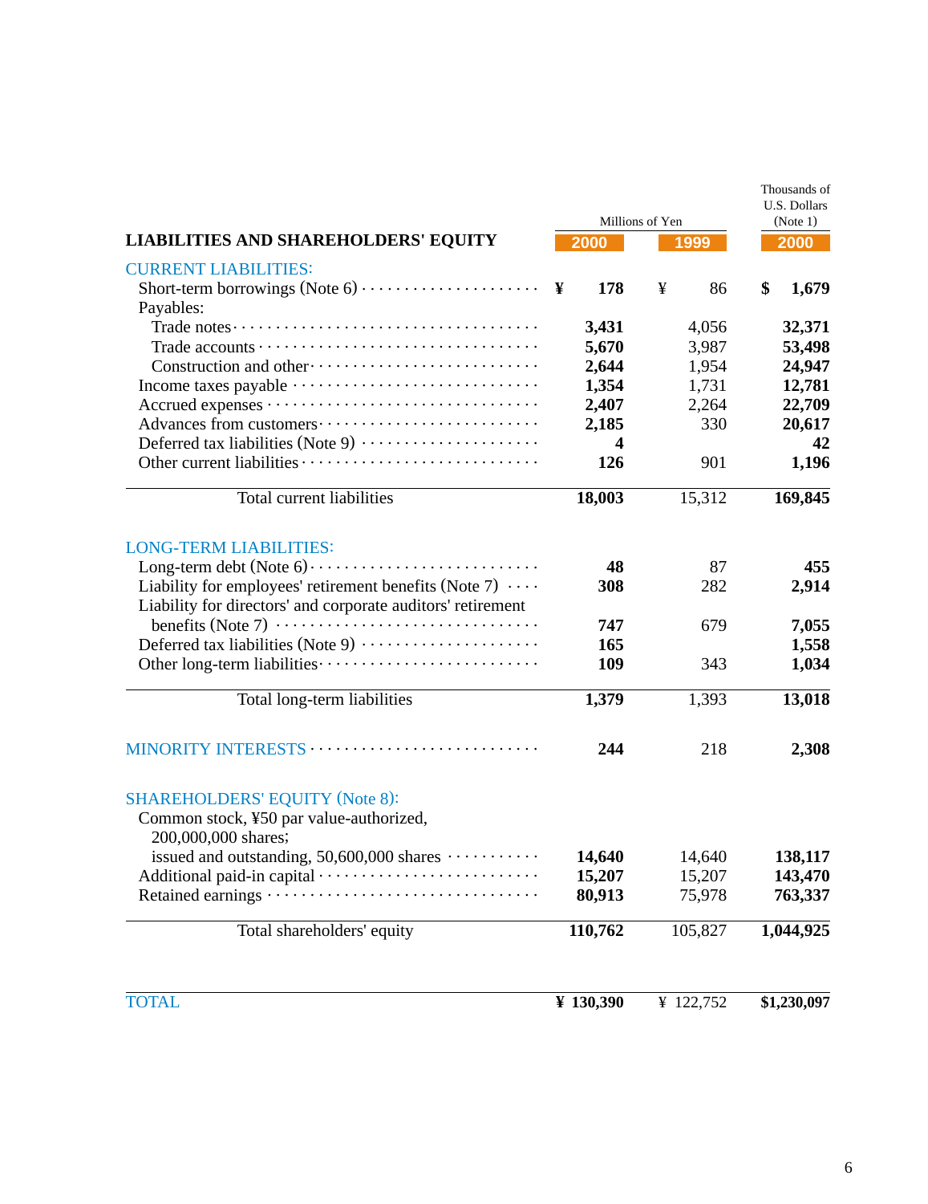| LIABILITIES AND SHAREHOLDERS' EQUITY | Millions of Yen | | Thousands of U.S. Dollars (Note 1) |
|---|---|---|---|
| | 2000 | 1999 | 2000 |
| **CURRENT LIABILITIES:** | | | |
| Short-term borrowings (Note 6) | ¥ 178 | ¥ 86 | $ 1,679 |
| Payables: | | | |
| Trade notes | 3,431 | 4,056 | 32,371 |
| Trade accounts | 5,670 | 3,987 | 53,498 |
| Construction and other | 2,644 | 1,954 | 24,947 |
| Income taxes payable | 1,354 | 1,731 | 12,781 |
| Accrued expenses | 2,407 | 2,264 | 22,709 |
| Advances from customers | 2,185 | 330 | 20,617 |
| Deferred tax liabilities (Note 9) | 4 | | 42 |
| Other current liabilities | 126 | 901 | 1,196 |
| Total current liabilities | 18,003 | 15,312 | 169,845 |
| **LONG-TERM LIABILITIES:** | | | |
| Long-term debt (Note 6) | 48 | 87 | 455 |
| Liability for employees' retirement benefits (Note 7) | 308 | 282 | 2,914 |
| Liability for directors' and corporate auditors' retirement benefits (Note 7) | 747 | 679 | 7,055 |
| Deferred tax liabilities (Note 9) | 165 | | 1,558 |
| Other long-term liabilities | 109 | 343 | 1,034 |
| Total long-term liabilities | 1,379 | 1,393 | 13,018 |
| **MINORITY INTERESTS** | 244 | 218 | 2,308 |
| **SHAREHOLDERS' EQUITY (Note 8):** | | | |
| Common stock, ¥50 par value-authorized, 200,000,000 shares; issued and outstanding, 50,600,000 shares | 14,640 | 14,640 | 138,117 |
| Additional paid-in capital | 15,207 | 15,207 | 143,470 |
| Retained earnings | 80,913 | 75,978 | 763,337 |
| Total shareholders' equity | 110,762 | 105,827 | 1,044,925 |
| **TOTAL** | ¥ 130,390 | ¥ 122,752 | $1,230,097 |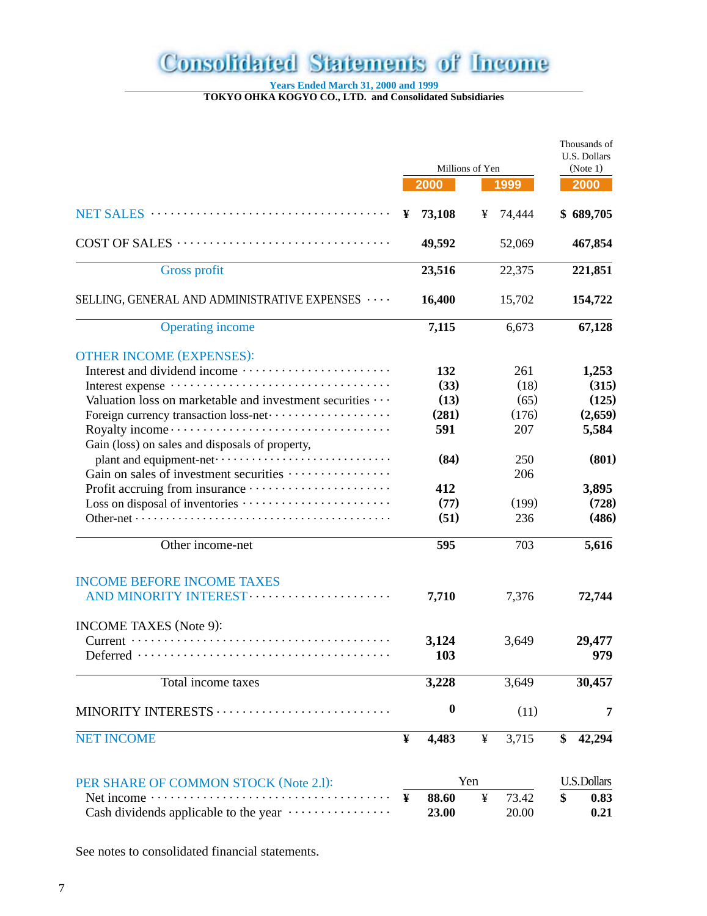# Consolidated Statements of Income

Years Ended March 31, 2000 and 1999

TOKYO OHKA KOGYO CO., LTD. and Consolidated Subsidiaries

| | Millions of Yen | | Thousands of U.S. Dollars (Note 1) |
|---|---|---|---|
| | **2000** | **1999** | **2000** |
| NET SALES | ¥ **73,108** | ¥ 74,444 | $ **689,705** |
| COST OF SALES | **49,592** | 52,069 | **467,854** |
| Gross profit | **23,516** | 22,375 | **221,851** |
| SELLING, GENERAL AND ADMINISTRATIVE EXPENSES | **16,400** | 15,702 | **154,722** |
| Operating income | **7,115** | 6,673 | **67,128** |
| OTHER INCOME (EXPENSES): | | | |
| Interest and dividend income | **132** | 261 | **1,253** |
| Interest expense | **(33)** | (18) | **(315)** |
| Valuation loss on marketable and investment securities | **(13)** | (65) | **(125)** |
| Foreign currency transaction loss-net | **(281)** | (176) | **(2,659)** |
| Royalty income | **591** | 207 | **5,584** |
| Gain (loss) on sales and disposals of property, plant and equipment-net | **(84)** | 250 | **(801)** |
| Gain on sales of investment securities | | 206 | |
| Profit accruing from insurance | **412** | | **3,895** |
| Loss on disposal of inventories | **(77)** | (199) | **(728)** |
| Other-net | **(51)** | 236 | **(486)** |
| Other income-net | **595** | 703 | **5,616** |
| INCOME BEFORE INCOME TAXES AND MINORITY INTEREST | **7,710** | 7,376 | **72,744** |
| INCOME TAXES (Note 9): | | | |
| Current | **3,124** | 3,649 | **29,477** |
| Deferred | **103** | | **979** |
| Total income taxes | **3,228** | 3,649 | **30,457** |
| MINORITY INTERESTS | **0** | (11) | **7** |
| NET INCOME | ¥ **4,483** | ¥ 3,715 | $ **42,294** |

| PER SHARE OF COMMON STOCK (Note 2.l): | Yen | | U.S.Dollars |
|---|---|---|---|
| Net income | ¥ **88.60** | ¥ 73.42 | $ **0.83** |
| Cash dividends applicable to the year | **23.00** | 20.00 | **0.21** |

See notes to consolidated financial statements.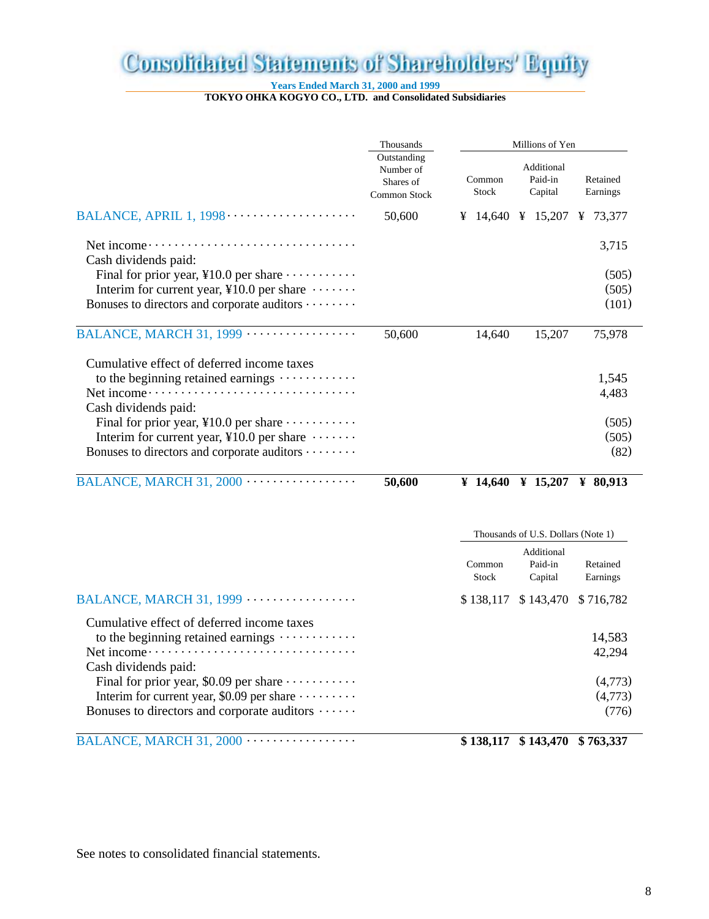# Consolidated Statements of Shareholders' Equity

**Years Ended March 31, 2000 and 1999**

**TOKYO OHKA KOGYO CO., LTD. and Consolidated Subsidiaries**

| | Thousands | Millions of Yen | | |
|---|---|---|---|---|
| | Outstanding Number of Shares of Common Stock | Common Stock | Additional Paid-in Capital | Retained Earnings |
| BALANCE, APRIL 1, 1998 | 50,600 | ¥ 14,640 | ¥ 15,207 | ¥ 73,377 |
| Net income | | | | 3,715 |
| Cash dividends paid: | | | | |
| Final for prior year, ¥10.0 per share | | | | (505) |
| Interim for current year, ¥10.0 per share | | | | (505) |
| Bonuses to directors and corporate auditors | | | | (101) |
| BALANCE, MARCH 31, 1999 | 50,600 | 14,640 | 15,207 | 75,978 |
| Cumulative effect of deferred income taxes to the beginning retained earnings | | | | 1,545 |
| Net income | | | | 4,483 |
| Cash dividends paid: | | | | |
| Final for prior year, ¥10.0 per share | | | | (505) |
| Interim for current year, ¥10.0 per share | | | | (505) |
| Bonuses to directors and corporate auditors | | | | (82) |
| **BALANCE, MARCH 31, 2000** | **50,600** | **¥ 14,640** | **¥ 15,207** | **¥ 80,913** |

| | Thousands of U.S. Dollars (Note 1) | | |
|---|---|---|---|
| | Common Stock | Additional Paid-in Capital | Retained Earnings |
| BALANCE, MARCH 31, 1999 | $ 138,117 | $ 143,470 | $ 716,782 |
| Cumulative effect of deferred income taxes to the beginning retained earnings | | | 14,583 |
| Net income | | | 42,294 |
| Cash dividends paid: | | | |
| Final for prior year, $0.09 per share | | | (4,773) |
| Interim for current year, $0.09 per share | | | (4,773) |
| Bonuses to directors and corporate auditors | | | (776) |
| **BALANCE, MARCH 31, 2000** | **$ 138,117** | **$ 143,470** | **$ 763,337** |

See notes to consolidated financial statements.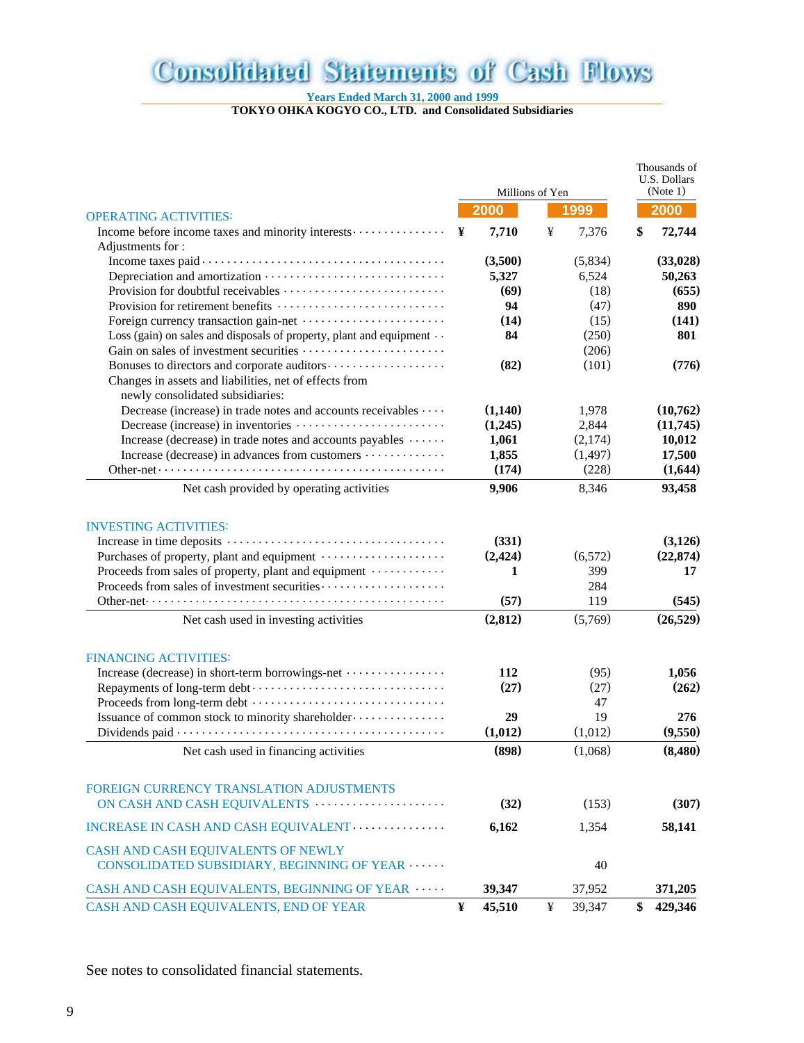# Consolidated Statements of Cash Flows

Years Ended March 31, 2000 and 1999

**TOKYO OHKA KOGYO CO., LTD. and Consolidated Subsidiaries**

| | Millions of Yen | | Thousands of U.S. Dollars (Note 1) |
|---|---|---|---|
| | **2000** | **1999** | **2000** |
| **OPERATING ACTIVITIES:** | | | |
| Income before income taxes and minority interests | **¥ 7,710** | ¥ 7,376 | **$ 72,744** |
| Adjustments for : | | | |
| Income taxes paid | **(3,500)** | (5,834) | **(33,028)** |
| Depreciation and amortization | **5,327** | 6,524 | **50,263** |
| Provision for doubtful receivables | **(69)** | (18) | **(655)** |
| Provision for retirement benefits | **94** | (47) | **890** |
| Foreign currency transaction gain-net | **(14)** | (15) | **(141)** |
| Loss (gain) on sales and disposals of property, plant and equipment | **84** | (250) | **801** |
| Gain on sales of investment securities | | (206) | |
| Bonuses to directors and corporate auditors | **(82)** | (101) | **(776)** |
| Changes in assets and liabilities, net of effects from newly consolidated subsidiaries: | | | |
| Decrease (increase) in trade notes and accounts receivables | **(1,140)** | 1,978 | **(10,762)** |
| Decrease (increase) in inventories | **(1,245)** | 2,844 | **(11,745)** |
| Increase (decrease) in trade notes and accounts payables | **1,061** | (2,174) | **10,012** |
| Increase (decrease) in advances from customers | **1,855** | (1,497) | **17,500** |
| Other-net | **(174)** | (228) | **(1,644)** |
| Net cash provided by operating activities | **9,906** | 8,346 | **93,458** |
| **INVESTING ACTIVITIES:** | | | |
| Increase in time deposits | **(331)** | | **(3,126)** |
| Purchases of property, plant and equipment | **(2,424)** | (6,572) | **(22,874)** |
| Proceeds from sales of property, plant and equipment | **1** | 399 | **17** |
| Proceeds from sales of investment securities | | 284 | |
| Other-net | **(57)** | 119 | **(545)** |
| Net cash used in investing activities | **(2,812)** | (5,769) | **(26,529)** |
| **FINANCING ACTIVITIES:** | | | |
| Increase (decrease) in short-term borrowings-net | **112** | (95) | **1,056** |
| Repayments of long-term debt | **(27)** | (27) | **(262)** |
| Proceeds from long-term debt | | 47 | |
| Issuance of common stock to minority shareholder | **29** | 19 | **276** |
| Dividends paid | **(1,012)** | (1,012) | **(9,550)** |
| Net cash used in financing activities | **(898)** | (1,068) | **(8,480)** |
| FOREIGN CURRENCY TRANSLATION ADJUSTMENTS ON CASH AND CASH EQUIVALENTS | **(32)** | (153) | **(307)** |
| INCREASE IN CASH AND CASH EQUIVALENT | **6,162** | 1,354 | **58,141** |
| CASH AND CASH EQUIVALENTS OF NEWLY CONSOLIDATED SUBSIDIARY, BEGINNING OF YEAR | | 40 | |
| CASH AND CASH EQUIVALENTS, BEGINNING OF YEAR | **39,347** | 37,952 | **371,205** |
| CASH AND CASH EQUIVALENTS, END OF YEAR | **¥ 45,510** | ¥ 39,347 | **$ 429,346** |

See notes to consolidated financial statements.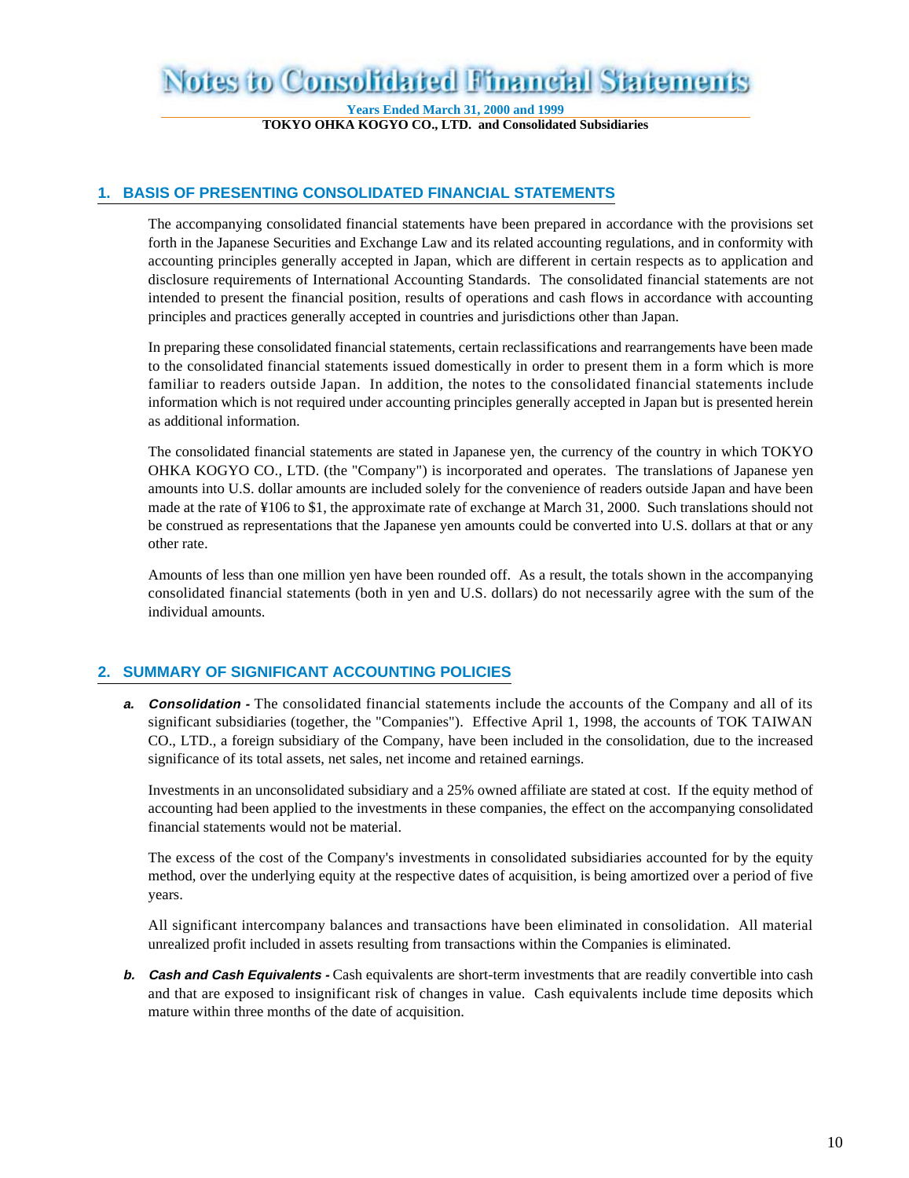# Notes to Consolidated Financial Statements

**Years Ended March 31, 2000 and 1999**

**TOKYO OHKA KOGYO CO., LTD. and Consolidated Subsidiaries**

## 1. BASIS OF PRESENTING CONSOLIDATED FINANCIAL STATEMENTS

The accompanying consolidated financial statements have been prepared in accordance with the provisions set forth in the Japanese Securities and Exchange Law and its related accounting regulations, and in conformity with accounting principles generally accepted in Japan, which are different in certain respects as to application and disclosure requirements of International Accounting Standards. The consolidated financial statements are not intended to present the financial position, results of operations and cash flows in accordance with accounting principles and practices generally accepted in countries and jurisdictions other than Japan.

In preparing these consolidated financial statements, certain reclassifications and rearrangements have been made to the consolidated financial statements issued domestically in order to present them in a form which is more familiar to readers outside Japan. In addition, the notes to the consolidated financial statements include information which is not required under accounting principles generally accepted in Japan but is presented herein as additional information.

The consolidated financial statements are stated in Japanese yen, the currency of the country in which TOKYO OHKA KOGYO CO., LTD. (the "Company") is incorporated and operates. The translations of Japanese yen amounts into U.S. dollar amounts are included solely for the convenience of readers outside Japan and have been made at the rate of ¥106 to $1, the approximate rate of exchange at March 31, 2000. Such translations should not be construed as representations that the Japanese yen amounts could be converted into U.S. dollars at that or any other rate.

Amounts of less than one million yen have been rounded off. As a result, the totals shown in the accompanying consolidated financial statements (both in yen and U.S. dollars) do not necessarily agree with the sum of the individual amounts.

## 2. SUMMARY OF SIGNIFICANT ACCOUNTING POLICIES

***a. Consolidation -*** The consolidated financial statements include the accounts of the Company and all of its significant subsidiaries (together, the "Companies"). Effective April 1, 1998, the accounts of TOK TAIWAN CO., LTD., a foreign subsidiary of the Company, have been included in the consolidation, due to the increased significance of its total assets, net sales, net income and retained earnings.

Investments in an unconsolidated subsidiary and a 25% owned affiliate are stated at cost. If the equity method of accounting had been applied to the investments in these companies, the effect on the accompanying consolidated financial statements would not be material.

The excess of the cost of the Company's investments in consolidated subsidiaries accounted for by the equity method, over the underlying equity at the respective dates of acquisition, is being amortized over a period of five years.

All significant intercompany balances and transactions have been eliminated in consolidation. All material unrealized profit included in assets resulting from transactions within the Companies is eliminated.

***b. Cash and Cash Equivalents -*** Cash equivalents are short-term investments that are readily convertible into cash and that are exposed to insignificant risk of changes in value. Cash equivalents include time deposits which mature within three months of the date of acquisition.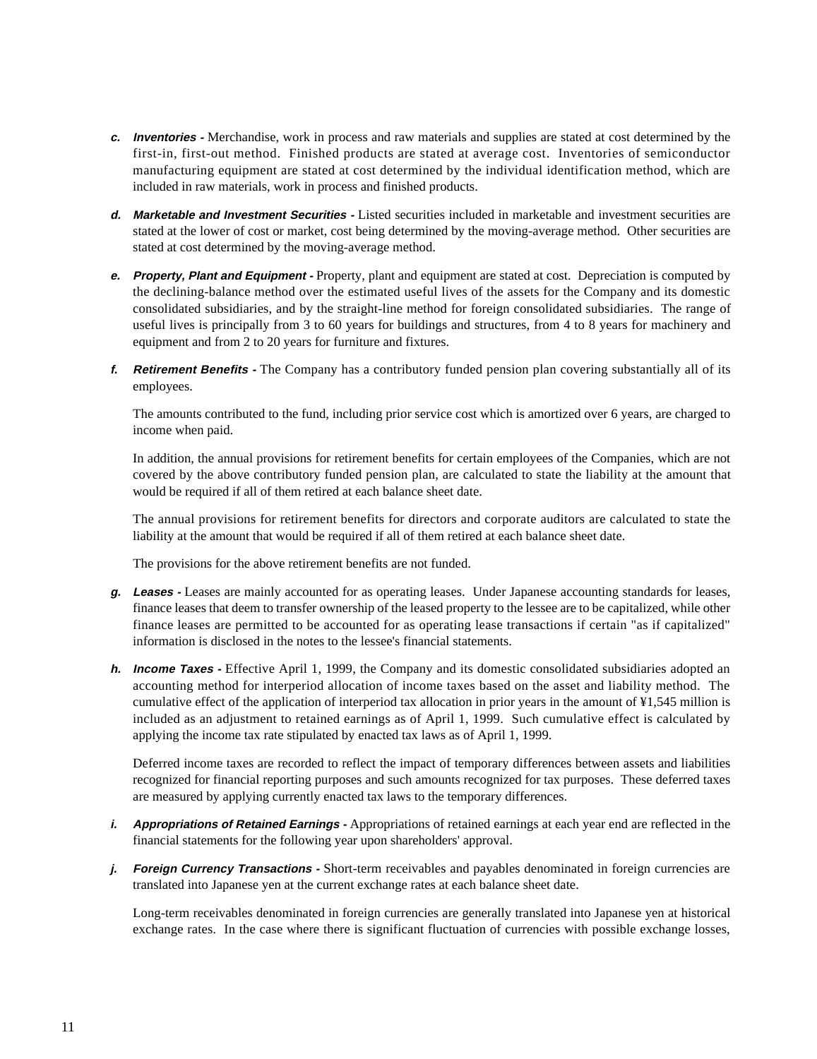c. ***Inventories -*** Merchandise, work in process and raw materials and supplies are stated at cost determined by the first-in, first-out method. Finished products are stated at average cost. Inventories of semiconductor manufacturing equipment are stated at cost determined by the individual identification method, which are included in raw materials, work in process and finished products.

d. ***Marketable and Investment Securities -*** Listed securities included in marketable and investment securities are stated at the lower of cost or market, cost being determined by the moving-average method. Other securities are stated at cost determined by the moving-average method.

e. ***Property, Plant and Equipment -*** Property, plant and equipment are stated at cost. Depreciation is computed by the declining-balance method over the estimated useful lives of the assets for the Company and its domestic consolidated subsidiaries, and by the straight-line method for foreign consolidated subsidiaries. The range of useful lives is principally from 3 to 60 years for buildings and structures, from 4 to 8 years for machinery and equipment and from 2 to 20 years for furniture and fixtures.

f. ***Retirement Benefits -*** The Company has a contributory funded pension plan covering substantially all of its employees.

The amounts contributed to the fund, including prior service cost which is amortized over 6 years, are charged to income when paid.

In addition, the annual provisions for retirement benefits for certain employees of the Companies, which are not covered by the above contributory funded pension plan, are calculated to state the liability at the amount that would be required if all of them retired at each balance sheet date.

The annual provisions for retirement benefits for directors and corporate auditors are calculated to state the liability at the amount that would be required if all of them retired at each balance sheet date.

The provisions for the above retirement benefits are not funded.

g. ***Leases -*** Leases are mainly accounted for as operating leases. Under Japanese accounting standards for leases, finance leases that deem to transfer ownership of the leased property to the lessee are to be capitalized, while other finance leases are permitted to be accounted for as operating lease transactions if certain "as if capitalized" information is disclosed in the notes to the lessee's financial statements.

h. ***Income Taxes -*** Effective April 1, 1999, the Company and its domestic consolidated subsidiaries adopted an accounting method for interperiod allocation of income taxes based on the asset and liability method. The cumulative effect of the application of interperiod tax allocation in prior years in the amount of ¥1,545 million is included as an adjustment to retained earnings as of April 1, 1999. Such cumulative effect is calculated by applying the income tax rate stipulated by enacted tax laws as of April 1, 1999.

Deferred income taxes are recorded to reflect the impact of temporary differences between assets and liabilities recognized for financial reporting purposes and such amounts recognized for tax purposes. These deferred taxes are measured by applying currently enacted tax laws to the temporary differences.

i. ***Appropriations of Retained Earnings -*** Appropriations of retained earnings at each year end are reflected in the financial statements for the following year upon shareholders' approval.

j. ***Foreign Currency Transactions -*** Short-term receivables and payables denominated in foreign currencies are translated into Japanese yen at the current exchange rates at each balance sheet date.

Long-term receivables denominated in foreign currencies are generally translated into Japanese yen at historical exchange rates. In the case where there is significant fluctuation of currencies with possible exchange losses,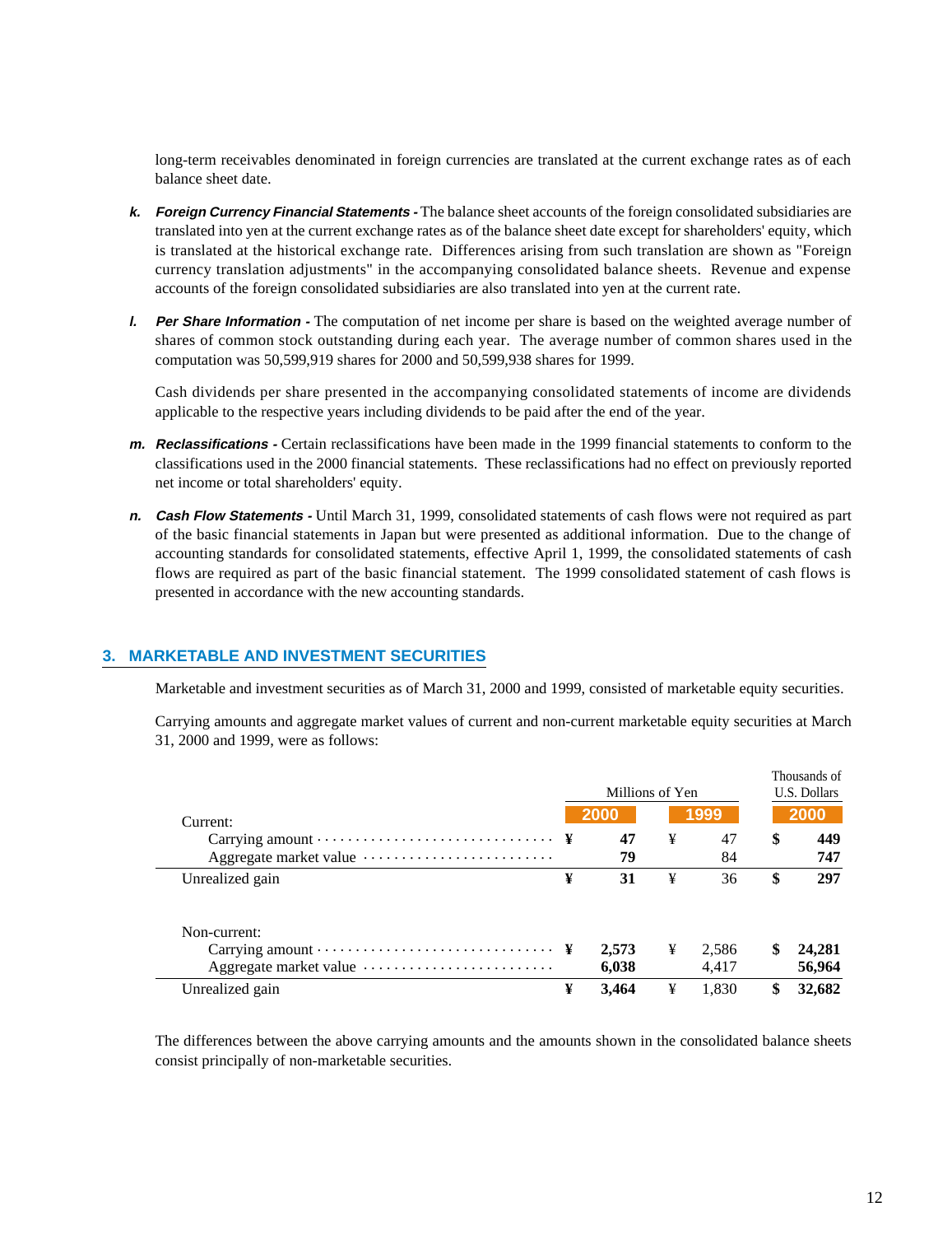long-term receivables denominated in foreign currencies are translated at the current exchange rates as of each balance sheet date.

***k. Foreign Currency Financial Statements -*** The balance sheet accounts of the foreign consolidated subsidiaries are translated into yen at the current exchange rates as of the balance sheet date except for shareholders' equity, which is translated at the historical exchange rate. Differences arising from such translation are shown as "Foreign currency translation adjustments" in the accompanying consolidated balance sheets. Revenue and expense accounts of the foreign consolidated subsidiaries are also translated into yen at the current rate.

***l. Per Share Information -*** The computation of net income per share is based on the weighted average number of shares of common stock outstanding during each year. The average number of common shares used in the computation was 50,599,919 shares for 2000 and 50,599,938 shares for 1999.

Cash dividends per share presented in the accompanying consolidated statements of income are dividends applicable to the respective years including dividends to be paid after the end of the year.

***m. Reclassifications -*** Certain reclassifications have been made in the 1999 financial statements to conform to the classifications used in the 2000 financial statements. These reclassifications had no effect on previously reported net income or total shareholders' equity.

***n. Cash Flow Statements -*** Until March 31, 1999, consolidated statements of cash flows were not required as part of the basic financial statements in Japan but were presented as additional information. Due to the change of accounting standards for consolidated statements, effective April 1, 1999, the consolidated statements of cash flows are required as part of the basic financial statement. The 1999 consolidated statement of cash flows is presented in accordance with the new accounting standards.

## 3. MARKETABLE AND INVESTMENT SECURITIES

Marketable and investment securities as of March 31, 2000 and 1999, consisted of marketable equity securities.

Carrying amounts and aggregate market values of current and non-current marketable equity securities at March 31, 2000 and 1999, were as follows:

| | Millions of Yen | | Thousands of U.S. Dollars |
|---|---|---|---|
| | **2000** | **1999** | **2000** |
| Current: | | | |
| Carrying amount | **¥ 47** | ¥ 47 | **$ 449** |
| Aggregate market value | **79** | 84 | **747** |
| Unrealized gain | **¥ 31** | ¥ 36 | **$ 297** |
| Non-current: | | | |
| Carrying amount | **¥ 2,573** | ¥ 2,586 | **$ 24,281** |
| Aggregate market value | **6,038** | 4,417 | **56,964** |
| Unrealized gain | **¥ 3,464** | ¥ 1,830 | **$ 32,682** |

The differences between the above carrying amounts and the amounts shown in the consolidated balance sheets consist principally of non-marketable securities.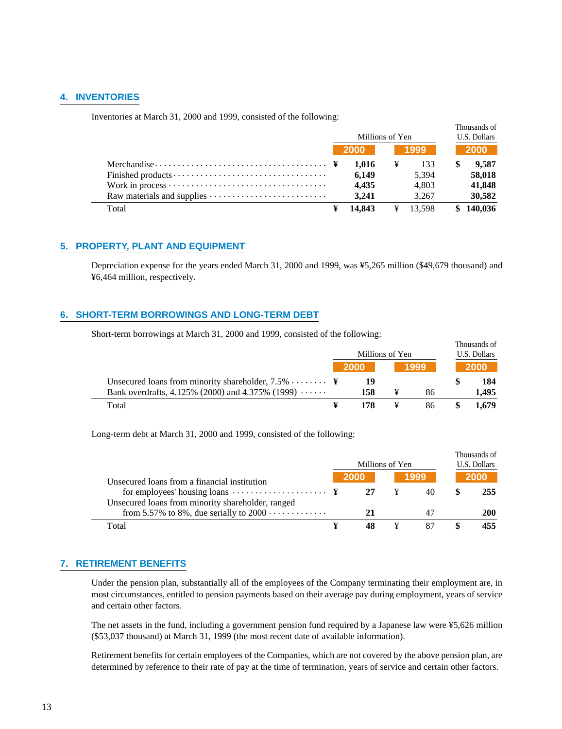## 4. INVENTORIES

Inventories at March 31, 2000 and 1999, consisted of the following:

| | Millions of Yen | | Thousands of U.S. Dollars |
|---|---|---|---|
| | **2000** | **1999** | **2000** |
| Merchandise | ¥ **1,016** | ¥ 133 | $ **9,587** |
| Finished products | **6,149** | 5,394 | **58,018** |
| Work in process | **4,435** | 4,803 | **41,848** |
| Raw materials and supplies | **3,241** | 3,267 | **30,582** |
| Total | ¥ **14,843** | ¥ 13,598 | $ **140,036** |

## 5. PROPERTY, PLANT AND EQUIPMENT

Depreciation expense for the years ended March 31, 2000 and 1999, was ¥5,265 million ($49,679 thousand) and ¥6,464 million, respectively.

## 6. SHORT-TERM BORROWINGS AND LONG-TERM DEBT

Short-term borrowings at March 31, 2000 and 1999, consisted of the following:

| | Millions of Yen | | Thousands of U.S. Dollars |
|---|---|---|---|
| | **2000** | **1999** | **2000** |
| Unsecured loans from minority shareholder, 7.5% | ¥ **19** | | $ **184** |
| Bank overdrafts, 4.125% (2000) and 4.375% (1999) | **158** | ¥ 86 | **1,495** |
| Total | ¥ **178** | ¥ 86 | $ **1,679** |

Long-term debt at March 31, 2000 and 1999, consisted of the following:

| | Millions of Yen | | Thousands of U.S. Dollars |
|---|---|---|---|
| | **2000** | **1999** | **2000** |
| Unsecured loans from a financial institution for employees' housing loans | ¥ **27** | ¥ 40 | $ **255** |
| Unsecured loans from minority shareholder, ranged from 5.57% to 8%, due serially to 2000 | **21** | 47 | **200** |
| Total | ¥ **48** | ¥ 87 | $ **455** |

## 7. RETIREMENT BENEFITS

Under the pension plan, substantially all of the employees of the Company terminating their employment are, in most circumstances, entitled to pension payments based on their average pay during employment, years of service and certain other factors.

The net assets in the fund, including a government pension fund required by a Japanese law were ¥5,626 million ($53,037 thousand) at March 31, 1999 (the most recent date of available information).

Retirement benefits for certain employees of the Companies, which are not covered by the above pension plan, are determined by reference to their rate of pay at the time of termination, years of service and certain other factors.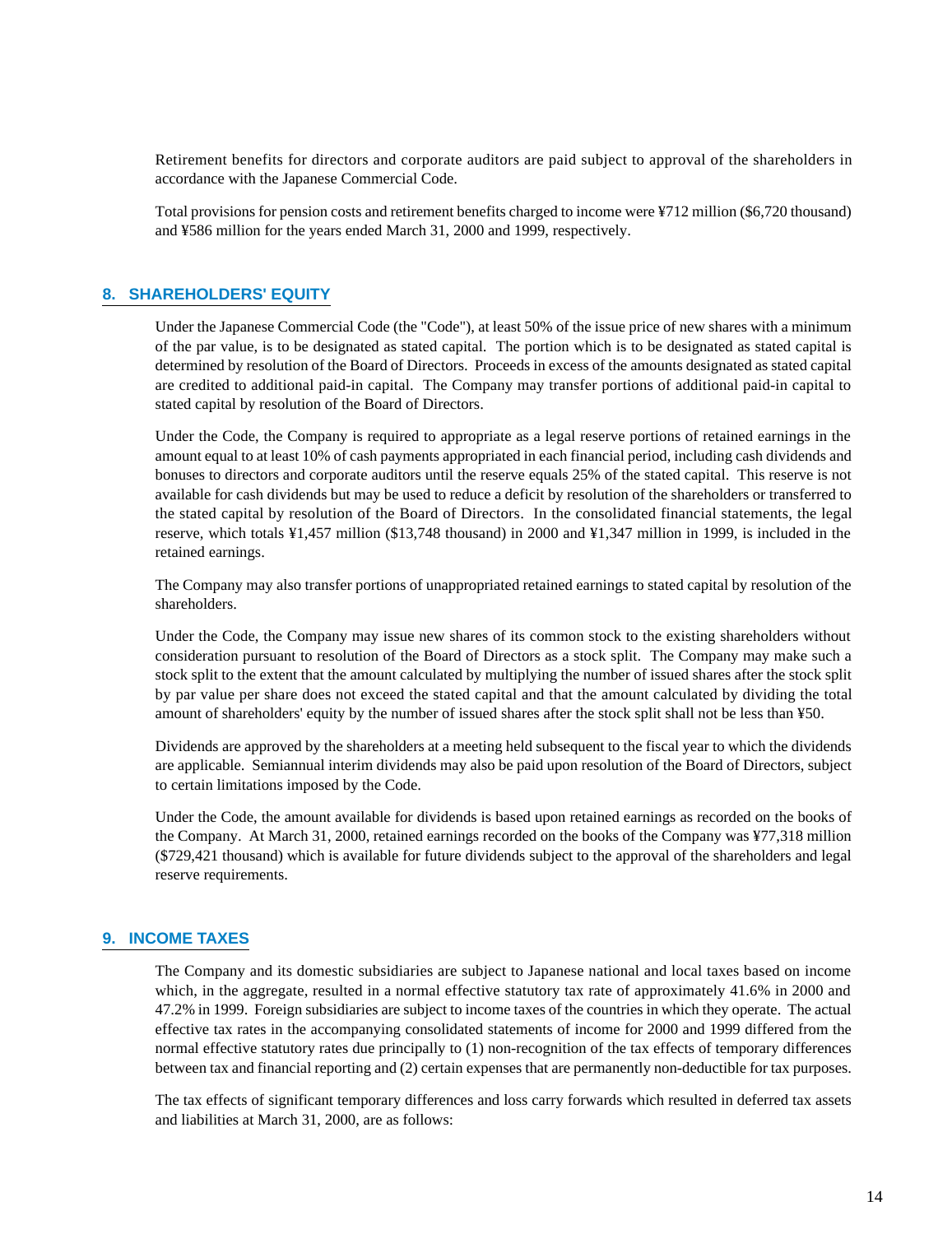Retirement benefits for directors and corporate auditors are paid subject to approval of the shareholders in accordance with the Japanese Commercial Code.

Total provisions for pension costs and retirement benefits charged to income were ¥712 million ($6,720 thousand) and ¥586 million for the years ended March 31, 2000 and 1999, respectively.

## 8. SHAREHOLDERS' EQUITY

Under the Japanese Commercial Code (the "Code"), at least 50% of the issue price of new shares with a minimum of the par value, is to be designated as stated capital. The portion which is to be designated as stated capital is determined by resolution of the Board of Directors. Proceeds in excess of the amounts designated as stated capital are credited to additional paid-in capital. The Company may transfer portions of additional paid-in capital to stated capital by resolution of the Board of Directors.

Under the Code, the Company is required to appropriate as a legal reserve portions of retained earnings in the amount equal to at least 10% of cash payments appropriated in each financial period, including cash dividends and bonuses to directors and corporate auditors until the reserve equals 25% of the stated capital. This reserve is not available for cash dividends but may be used to reduce a deficit by resolution of the shareholders or transferred to the stated capital by resolution of the Board of Directors. In the consolidated financial statements, the legal reserve, which totals ¥1,457 million ($13,748 thousand) in 2000 and ¥1,347 million in 1999, is included in the retained earnings.

The Company may also transfer portions of unappropriated retained earnings to stated capital by resolution of the shareholders.

Under the Code, the Company may issue new shares of its common stock to the existing shareholders without consideration pursuant to resolution of the Board of Directors as a stock split. The Company may make such a stock split to the extent that the amount calculated by multiplying the number of issued shares after the stock split by par value per share does not exceed the stated capital and that the amount calculated by dividing the total amount of shareholders' equity by the number of issued shares after the stock split shall not be less than ¥50.

Dividends are approved by the shareholders at a meeting held subsequent to the fiscal year to which the dividends are applicable. Semiannual interim dividends may also be paid upon resolution of the Board of Directors, subject to certain limitations imposed by the Code.

Under the Code, the amount available for dividends is based upon retained earnings as recorded on the books of the Company. At March 31, 2000, retained earnings recorded on the books of the Company was ¥77,318 million ($729,421 thousand) which is available for future dividends subject to the approval of the shareholders and legal reserve requirements.

## 9. INCOME TAXES

The Company and its domestic subsidiaries are subject to Japanese national and local taxes based on income which, in the aggregate, resulted in a normal effective statutory tax rate of approximately 41.6% in 2000 and 47.2% in 1999. Foreign subsidiaries are subject to income taxes of the countries in which they operate. The actual effective tax rates in the accompanying consolidated statements of income for 2000 and 1999 differed from the normal effective statutory rates due principally to (1) non-recognition of the tax effects of temporary differences between tax and financial reporting and (2) certain expenses that are permanently non-deductible for tax purposes.

The tax effects of significant temporary differences and loss carry forwards which resulted in deferred tax assets and liabilities at March 31, 2000, are as follows: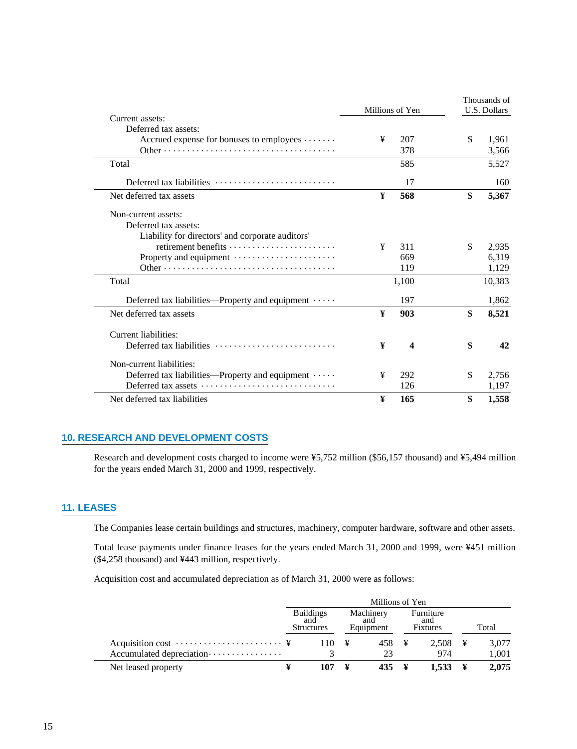| | Millions of Yen | Thousands of U.S. Dollars |
|---|---|---|
| Current assets: | | |
| Deferred tax assets: | | |
| Accrued expense for bonuses to employees | ¥ 207 | $ 1,961 |
| Other | 378 | 3,566 |
| Total | 585 | 5,527 |
| Deferred tax liabilities | 17 | 160 |
| Net deferred tax assets | **¥ 568** | **$ 5,367** |
| Non-current assets: | | |
| Deferred tax assets: | | |
| Liability for directors' and corporate auditors' retirement benefits | ¥ 311 | $ 2,935 |
| Property and equipment | 669 | 6,319 |
| Other | 119 | 1,129 |
| Total | 1,100 | 10,383 |
| Deferred tax liabilities—Property and equipment | 197 | 1,862 |
| Net deferred tax assets | **¥ 903** | **$ 8,521** |
| Current liabilities: | | |
| Deferred tax liabilities | **¥ 4** | **$ 42** |
| Non-current liabilities: | | |
| Deferred tax liabilities—Property and equipment | ¥ 292 | $ 2,756 |
| Deferred tax assets | 126 | 1,197 |
| Net deferred tax liabilities | **¥ 165** | **$ 1,558** |

## 10. RESEARCH AND DEVELOPMENT COSTS

Research and development costs charged to income were ¥5,752 million ($56,157 thousand) and ¥5,494 million for the years ended March 31, 2000 and 1999, respectively.

## 11. LEASES

The Companies lease certain buildings and structures, machinery, computer hardware, software and other assets.

Total lease payments under finance leases for the years ended March 31, 2000 and 1999, were ¥451 million ($4,258 thousand) and ¥443 million, respectively.

Acquisition cost and accumulated depreciation as of March 31, 2000 were as follows:

| | Millions of Yen | | | |
|---|---|---|---|---|
| | Buildings and Structures | Machinery and Equipment | Furniture and Fixtures | Total |
| Acquisition cost | ¥ 110 | ¥ 458 | ¥ 2,508 | ¥ 3,077 |
| Accumulated depreciation | 3 | 23 | 974 | 1,001 |
| Net leased property | **¥ 107** | **¥ 435** | **¥ 1,533** | **¥ 2,075** |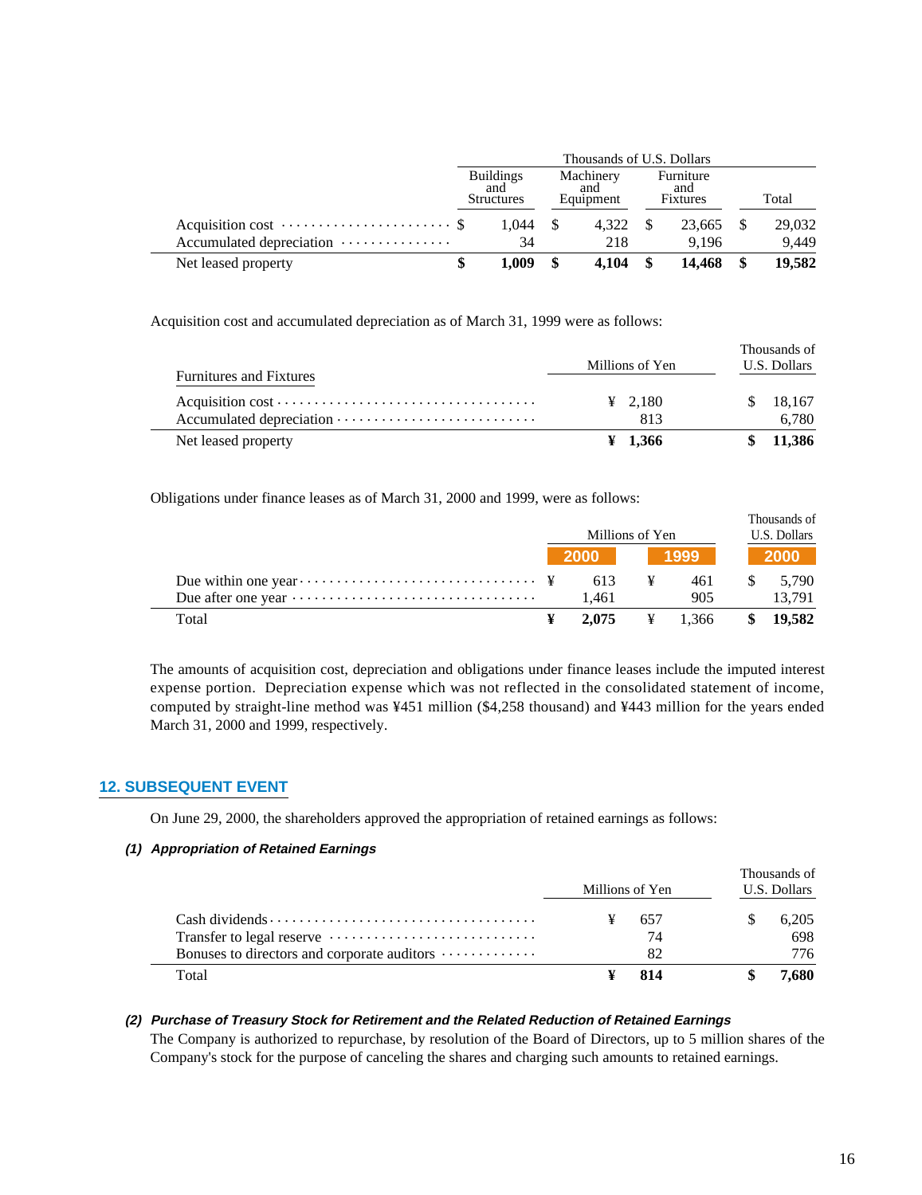| | Thousands of U.S. Dollars | | | |
|---|---|---|---|---|
| | Buildings and Structures | Machinery and Equipment | Furniture and Fixtures | Total |
| Acquisition cost | $ 1,044 | $ 4,322 | $ 23,665 | $ 29,032 |
| Accumulated depreciation | 34 | 218 | 9,196 | 9,449 |
| Net leased property | **$ 1,009** | **$ 4,104** | **$ 14,468** | **$ 19,582** |

Acquisition cost and accumulated depreciation as of March 31, 1999 were as follows:

| Furnitures and Fixtures | Millions of Yen | Thousands of U.S. Dollars |
|---|---|---|
| Acquisition cost | ¥ 2,180 | $ 18,167 |
| Accumulated depreciation | 813 | 6,780 |
| Net leased property | **¥ 1,366** | **$ 11,386** |

Obligations under finance leases as of March 31, 2000 and 1999, were as follows:

| | Millions of Yen | | Thousands of U.S. Dollars |
|---|---|---|---|
| | 2000 | 1999 | 2000 |
| Due within one year | ¥ 613 | ¥ 461 | $ 5,790 |
| Due after one year | 1,461 | 905 | 13,791 |
| Total | **¥ 2,075** | ¥ 1,366 | **$ 19,582** |

The amounts of acquisition cost, depreciation and obligations under finance leases include the imputed interest expense portion. Depreciation expense which was not reflected in the consolidated statement of income, computed by straight-line method was ¥451 million ($4,258 thousand) and ¥443 million for the years ended March 31, 2000 and 1999, respectively.

## 12. SUBSEQUENT EVENT

On June 29, 2000, the shareholders approved the appropriation of retained earnings as follows:

***(1) Appropriation of Retained Earnings***

| | Millions of Yen | Thousands of U.S. Dollars |
|---|---|---|
| Cash dividends | ¥ 657 | $ 6,205 |
| Transfer to legal reserve | 74 | 698 |
| Bonuses to directors and corporate auditors | 82 | 776 |
| Total | **¥ 814** | **$ 7,680** |

***(2) Purchase of Treasury Stock for Retirement and the Related Reduction of Retained Earnings***

The Company is authorized to repurchase, by resolution of the Board of Directors, up to 5 million shares of the Company's stock for the purpose of canceling the shares and charging such amounts to retained earnings.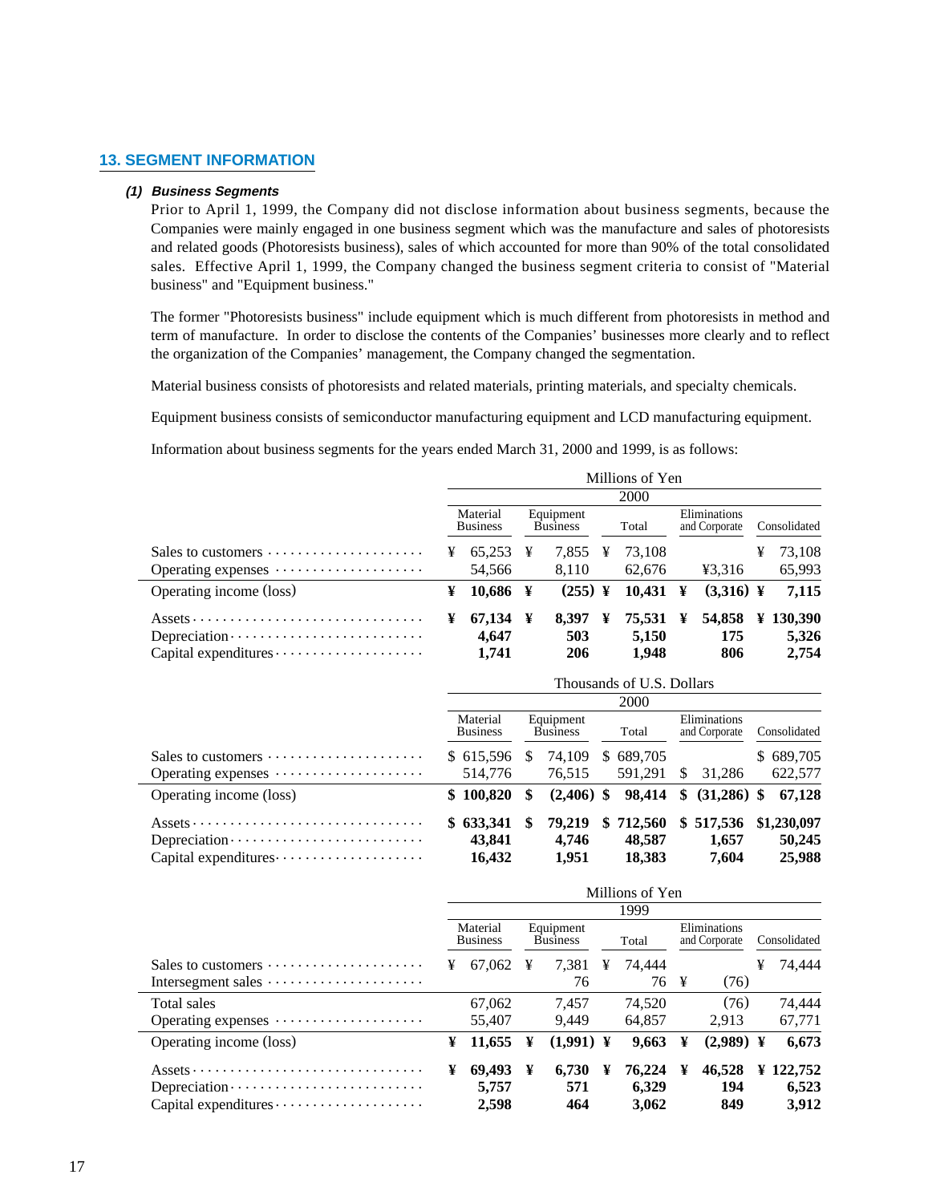## 13. SEGMENT INFORMATION

### *(1) Business Segments*

Prior to April 1, 1999, the Company did not disclose information about business segments, because the Companies were mainly engaged in one business segment which was the manufacture and sales of photoresists and related goods (Photoresists business), sales of which accounted for more than 90% of the total consolidated sales. Effective April 1, 1999, the Company changed the business segment criteria to consist of "Material business" and "Equipment business."

The former "Photoresists business" include equipment which is much different from photoresists in method and term of manufacture. In order to disclose the contents of the Companies' businesses more clearly and to reflect the organization of the Companies' management, the Company changed the segmentation.

Material business consists of photoresists and related materials, printing materials, and specialty chemicals.

Equipment business consists of semiconductor manufacturing equipment and LCD manufacturing equipment.

Information about business segments for the years ended March 31, 2000 and 1999, is as follows:

| | Millions of Yen | | | | |
|---|---|---|---|---|---|
| | 2000 | | | | |
| | Material Business | Equipment Business | Total | Eliminations and Corporate | Consolidated |
| Sales to customers | ¥ 65,253 | ¥ 7,855 | ¥ 73,108 | | ¥ 73,108 |
| Operating expenses | 54,566 | 8,110 | 62,676 | ¥3,316 | 65,993 |
| Operating income (loss) | **¥ 10,686** | **¥ (255)** | **¥ 10,431** | **¥ (3,316)** | **¥ 7,115** |
| Assets | **¥ 67,134** | **¥ 8,397** | **¥ 75,531** | **¥ 54,858** | **¥ 130,390** |
| Depreciation | **4,647** | **503** | **5,150** | **175** | **5,326** |
| Capital expenditures | **1,741** | **206** | **1,948** | **806** | **2,754** |

| | Thousands of U.S. Dollars | | | | |
|---|---|---|---|---|---|
| | 2000 | | | | |
| | Material Business | Equipment Business | Total | Eliminations and Corporate | Consolidated |
| Sales to customers | $ 615,596 | $ 74,109 | $ 689,705 | | $ 689,705 |
| Operating expenses | 514,776 | 76,515 | 591,291 | $ 31,286 | 622,577 |
| Operating income (loss) | **$ 100,820** | **$ (2,406)** | **$ 98,414** | **$ (31,286)** | **$ 67,128** |
| Assets | **$ 633,341** | **$ 79,219** | **$ 712,560** | **$ 517,536** | **$1,230,097** |
| Depreciation | **43,841** | **4,746** | **48,587** | **1,657** | **50,245** |
| Capital expenditures | **16,432** | **1,951** | **18,383** | **7,604** | **25,988** |

| | Millions of Yen | | | | |
|---|---|---|---|---|---|
| | 1999 | | | | |
| | Material Business | Equipment Business | Total | Eliminations and Corporate | Consolidated |
| Sales to customers | ¥ 67,062 | ¥ 7,381 | ¥ 74,444 | | ¥ 74,444 |
| Intersegment sales | | 76 | 76 | ¥ (76) | |
| Total sales | 67,062 | 7,457 | 74,520 | (76) | 74,444 |
| Operating expenses | 55,407 | 9,449 | 64,857 | 2,913 | 67,771 |
| Operating income (loss) | **¥ 11,655** | **¥ (1,991)** | **¥ 9,663** | **¥ (2,989)** | **¥ 6,673** |
| Assets | **¥ 69,493** | **¥ 6,730** | **¥ 76,224** | **¥ 46,528** | **¥ 122,752** |
| Depreciation | **5,757** | **571** | **6,329** | **194** | **6,523** |
| Capital expenditures | **2,598** | **464** | **3,062** | **849** | **3,912** |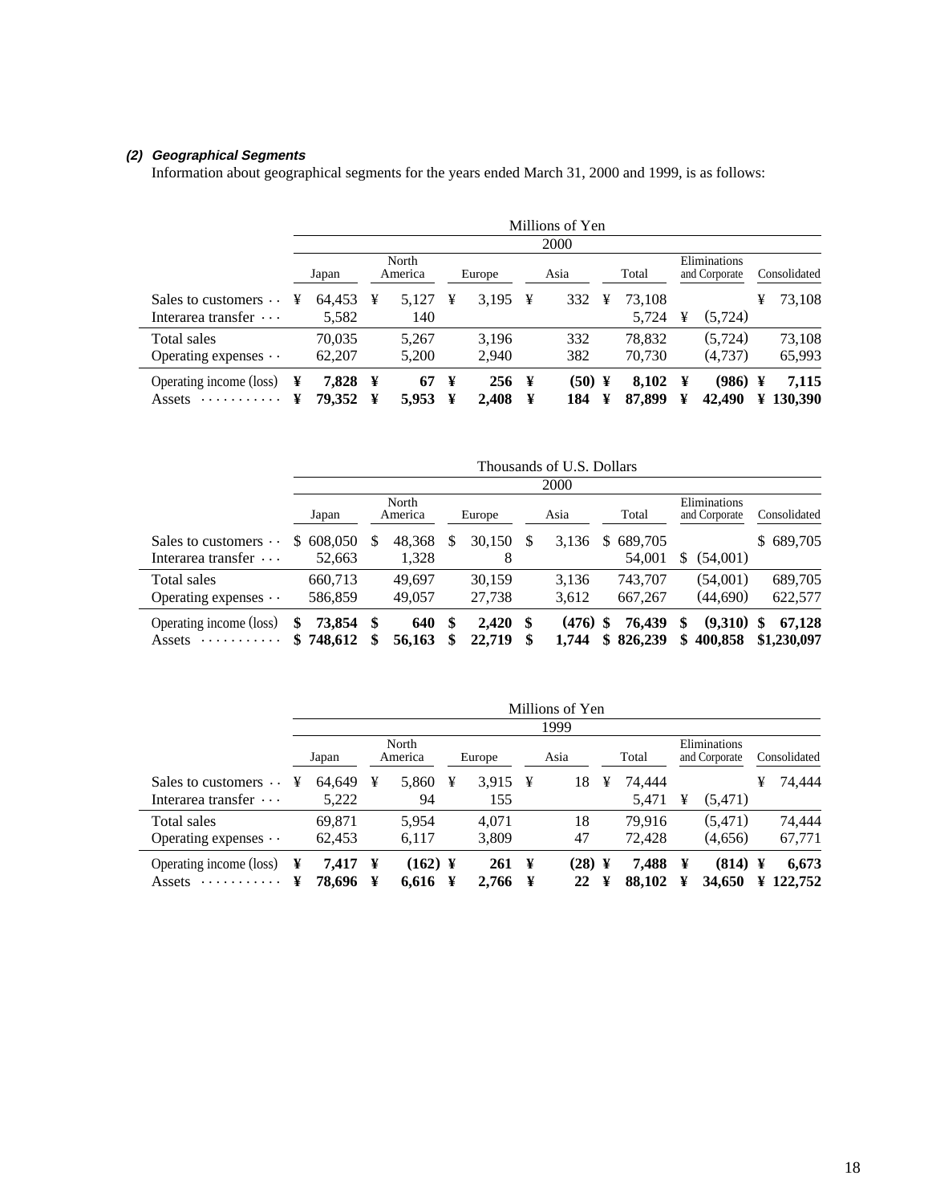***(2) Geographical Segments***

Information about geographical segments for the years ended March 31, 2000 and 1999, is as follows:

| | Millions of Yen | | | | | | |
|---|---|---|---|---|---|---|---|
| | 2000 | | | | | | |
| | Japan | North America | Europe | Asia | Total | Eliminations and Corporate | Consolidated |
| Sales to customers | ¥ 64,453 | ¥ 5,127 | ¥ 3,195 | ¥ 332 | ¥ 73,108 | | ¥ 73,108 |
| Interarea transfer | 5,582 | 140 | | | 5,724 | ¥ (5,724) | |
| Total sales | 70,035 | 5,267 | 3,196 | 332 | 78,832 | (5,724) | 73,108 |
| Operating expenses | 62,207 | 5,200 | 2,940 | 382 | 70,730 | (4,737) | 65,993 |
| **Operating income (loss)** | **¥ 7,828** | **¥ 67** | **¥ 256** | **¥ (50)** | **¥ 8,102** | **¥ (986)** | **¥ 7,115** |
| **Assets** | **¥ 79,352** | **¥ 5,953** | **¥ 2,408** | **¥ 184** | **¥ 87,899** | **¥ 42,490** | **¥ 130,390** |

| | Thousands of U.S. Dollars | | | | | | |
|---|---|---|---|---|---|---|---|
| | 2000 | | | | | | |
| | Japan | North America | Europe | Asia | Total | Eliminations and Corporate | Consolidated |
| Sales to customers | $ 608,050 | $ 48,368 | $ 30,150 | $ 3,136 | $ 689,705 | | $ 689,705 |
| Interarea transfer | 52,663 | 1,328 | 8 | | 54,001 | $ (54,001) | |
| Total sales | 660,713 | 49,697 | 30,159 | 3,136 | 743,707 | (54,001) | 689,705 |
| Operating expenses | 586,859 | 49,057 | 27,738 | 3,612 | 667,267 | (44,690) | 622,577 |
| **Operating income (loss)** | **$ 73,854** | **$ 640** | **$ 2,420** | **$ (476)** | **$ 76,439** | **$ (9,310)** | **$ 67,128** |
| **Assets** | **$ 748,612** | **$ 56,163** | **$ 22,719** | **$ 1,744** | **$ 826,239** | **$ 400,858** | **$1,230,097** |

| | Millions of Yen | | | | | | |
|---|---|---|---|---|---|---|---|
| | 1999 | | | | | | |
| | Japan | North America | Europe | Asia | Total | Eliminations and Corporate | Consolidated |
| Sales to customers | ¥ 64,649 | ¥ 5,860 | ¥ 3,915 | ¥ 18 | ¥ 74,444 | | ¥ 74,444 |
| Interarea transfer | 5,222 | 94 | 155 | | 5,471 | ¥ (5,471) | |
| Total sales | 69,871 | 5,954 | 4,071 | 18 | 79,916 | (5,471) | 74,444 |
| Operating expenses | 62,453 | 6,117 | 3,809 | 47 | 72,428 | (4,656) | 67,771 |
| **Operating income (loss)** | **¥ 7,417** | **¥ (162)** | **¥ 261** | **¥ (28)** | **¥ 7,488** | **¥ (814)** | **¥ 6,673** |
| **Assets** | **¥ 78,696** | **¥ 6,616** | **¥ 2,766** | **¥ 22** | **¥ 88,102** | **¥ 34,650** | **¥ 122,752** |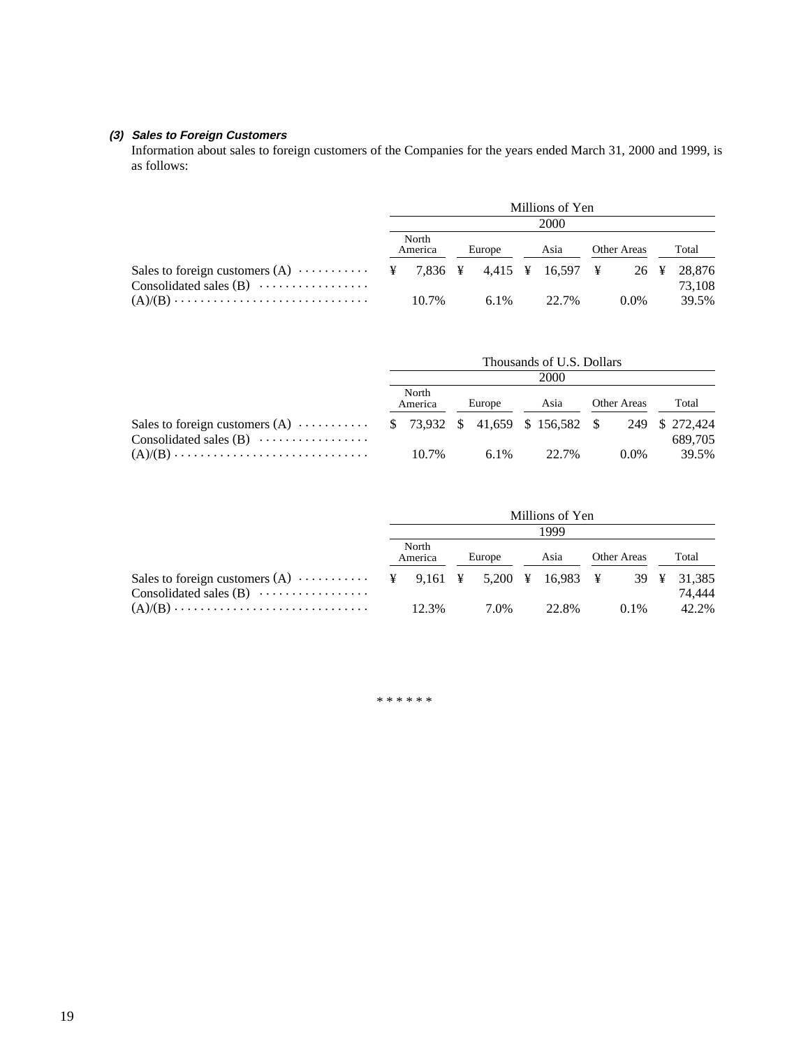### (3) Sales to Foreign Customers

Information about sales to foreign customers of the Companies for the years ended March 31, 2000 and 1999, is as follows:

| | Millions of Yen | | | | |
|---|---|---|---|---|---|
| | 2000 | | | | |
| | North America | Europe | Asia | Other Areas | Total |
| Sales to foreign customers (A) | ¥ 7,836 | ¥ 4,415 | ¥ 16,597 | ¥ 26 | ¥ 28,876 |
| Consolidated sales (B) | | | | | 73,108 |
| (A)/(B) | 10.7% | 6.1% | 22.7% | 0.0% | 39.5% |

| | Thousands of U.S. Dollars | | | | |
|---|---|---|---|---|---|
| | 2000 | | | | |
| | North America | Europe | Asia | Other Areas | Total |
| Sales to foreign customers (A) | $ 73,932 | $ 41,659 | $ 156,582 | $ 249 | $ 272,424 |
| Consolidated sales (B) | | | | | 689,705 |
| (A)/(B) | 10.7% | 6.1% | 22.7% | 0.0% | 39.5% |

| | Millions of Yen | | | | |
|---|---|---|---|---|---|
| | 1999 | | | | |
| | North America | Europe | Asia | Other Areas | Total |
| Sales to foreign customers (A) | ¥ 9,161 | ¥ 5,200 | ¥ 16,983 | ¥ 39 | ¥ 31,385 |
| Consolidated sales (B) | | | | | 74,444 |
| (A)/(B) | 12.3% | 7.0% | 22.8% | 0.1% | 42.2% |

* * * * * *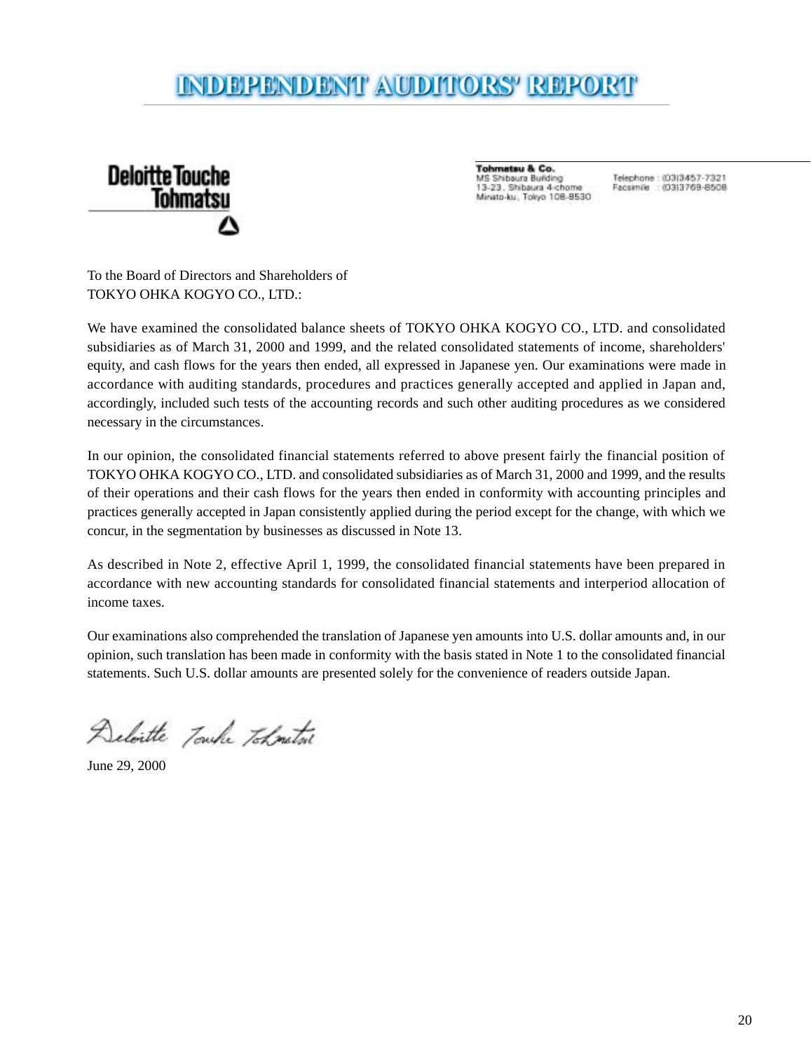# INDEPENDENT AUDITORS' REPORT

**Deloitte Touche Tohmatsu**

**Tohmatsu & Co.**
MS Shibaura Building
13-23, Shibaura 4-chome
Minato-ku, Tokyo 108-8530

Telephone : (03)3457-7321
Facsimile : (03)3769-8508

To the Board of Directors and Shareholders of
TOKYO OHKA KOGYO CO., LTD.:

We have examined the consolidated balance sheets of TOKYO OHKA KOGYO CO., LTD. and consolidated subsidiaries as of March 31, 2000 and 1999, and the related consolidated statements of income, shareholders' equity, and cash flows for the years then ended, all expressed in Japanese yen. Our examinations were made in accordance with auditing standards, procedures and practices generally accepted and applied in Japan and, accordingly, included such tests of the accounting records and such other auditing procedures as we considered necessary in the circumstances.

In our opinion, the consolidated financial statements referred to above present fairly the financial position of TOKYO OHKA KOGYO CO., LTD. and consolidated subsidiaries as of March 31, 2000 and 1999, and the results of their operations and their cash flows for the years then ended in conformity with accounting principles and practices generally accepted in Japan consistently applied during the period except for the change, with which we concur, in the segmentation by businesses as discussed in Note 13.

As described in Note 2, effective April 1, 1999, the consolidated financial statements have been prepared in accordance with new accounting standards for consolidated financial statements and interperiod allocation of income taxes.

Our examinations also comprehended the translation of Japanese yen amounts into U.S. dollar amounts and, in our opinion, such translation has been made in conformity with the basis stated in Note 1 to the consolidated financial statements. Such U.S. dollar amounts are presented solely for the convenience of readers outside Japan.

Deloitte Touche Tohmatsu

June 29, 2000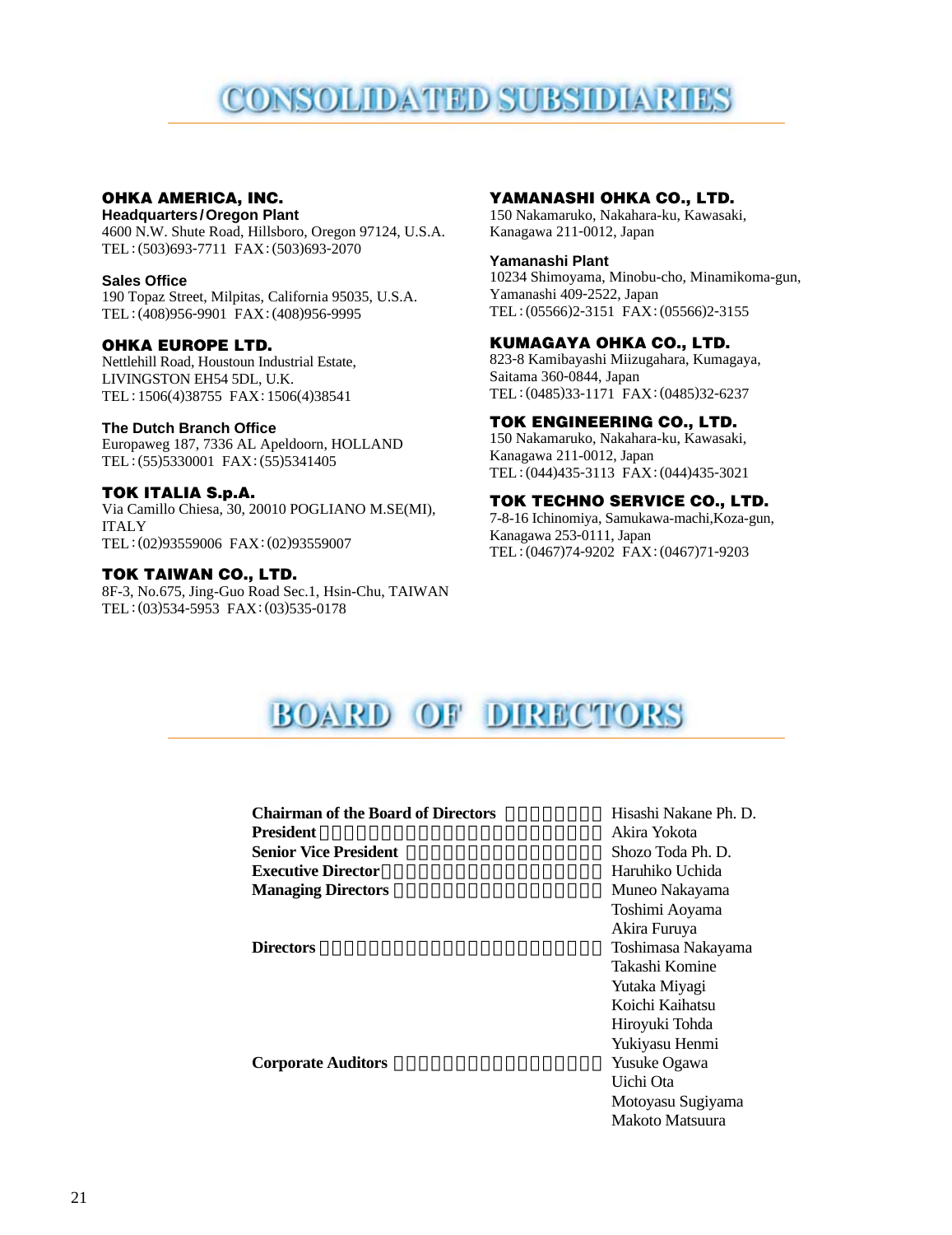# CONSOLIDATED SUBSIDIARIES

### OHKA AMERICA, INC.

**Headquarters/Oregon Plant**
4600 N.W. Shute Road, Hillsboro, Oregon 97124, U.S.A.
TEL:(503)693-7711 FAX:(503)693-2070

**Sales Office**
190 Topaz Street, Milpitas, California 95035, U.S.A.
TEL:(408)956-9901 FAX:(408)956-9995

### OHKA EUROPE LTD.

Nettlehill Road, Houstoun Industrial Estate,
LIVINGSTON EH54 5DL, U.K.
TEL:1506(4)38755 FAX:1506(4)38541

**The Dutch Branch Office**
Europaweg 187, 7336 AL Apeldoorn, HOLLAND
TEL:(55)5330001 FAX:(55)5341405

### TOK ITALIA S.p.A.

Via Camillo Chiesa, 30, 20010 POGLIANO M.SE(MI), ITALY
TEL:(02)93559006 FAX:(02)93559007

### TOK TAIWAN CO., LTD.

8F-3, No.675, Jing-Guo Road Sec.1, Hsin-Chu, TAIWAN
TEL:(03)534-5953 FAX:(03)535-0178

### YAMANASHI OHKA CO., LTD.

150 Nakamaruko, Nakahara-ku, Kawasaki,
Kanagawa 211-0012, Japan

**Yamanashi Plant**
10234 Shimoyama, Minobu-cho, Minamikoma-gun,
Yamanashi 409-2522, Japan
TEL:(05566)2-3151 FAX:(05566)2-3155

### KUMAGAYA OHKA CO., LTD.

823-8 Kamibayashi Miizugahara, Kumagaya,
Saitama 360-0844, Japan
TEL:(0485)33-1171 FAX:(0485)32-6237

### TOK ENGINEERING CO., LTD.

150 Nakamaruko, Nakahara-ku, Kawasaki,
Kanagawa 211-0012, Japan
TEL:(044)435-3113 FAX:(044)435-3021

### TOK TECHNO SERVICE CO., LTD.

7-8-16 Ichinomiya, Samukawa-machi,Koza-gun,
Kanagawa 253-0111, Japan
TEL:(0467)74-9202 FAX:(0467)71-9203

# BOARD OF DIRECTORS

| | |
|---|---|
| **Chairman of the Board of Directors** | Hisashi Nakane Ph. D. |
| **President** | Akira Yokota |
| **Senior Vice President** | Shozo Toda Ph. D. |
| **Executive Director** | Haruhiko Uchida |
| **Managing Directors** | Muneo Nakayama |
| | Toshimi Aoyama |
| | Akira Furuya |
| **Directors** | Toshimasa Nakayama |
| | Takashi Komine |
| | Yutaka Miyagi |
| | Koichi Kaihatsu |
| | Hiroyuki Tohda |
| | Yukiyasu Henmi |
| **Corporate Auditors** | Yusuke Ogawa |
| | Uichi Ota |
| | Motoyasu Sugiyama |
| | Makoto Matsuura |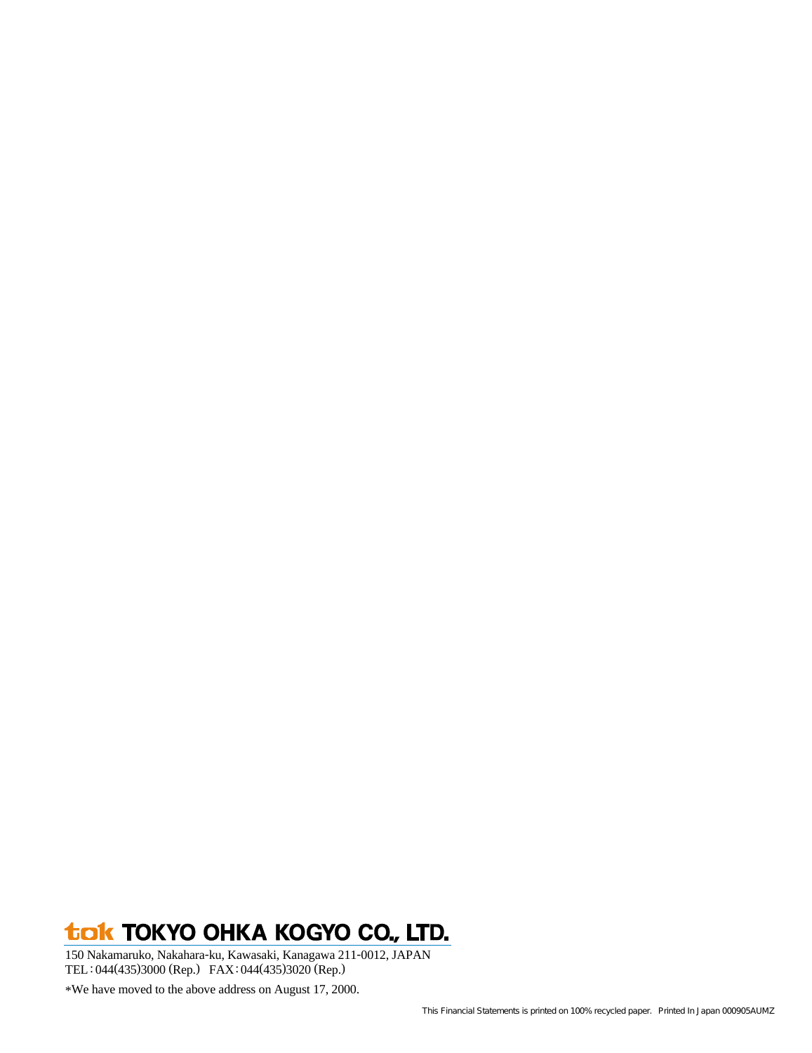**tok TOKYO OHKA KOGYO CO., LTD.**

150 Nakamaruko, Nakahara-ku, Kawasaki, Kanagawa 211-0012, JAPAN
TEL：044(435)3000 (Rep.)　FAX：044(435)3020 (Rep.)

*We have moved to the above address on August 17, 2000.

This Financial Statements is printed on 100% recycled paper.　Printed In Japan 000905AUMZ